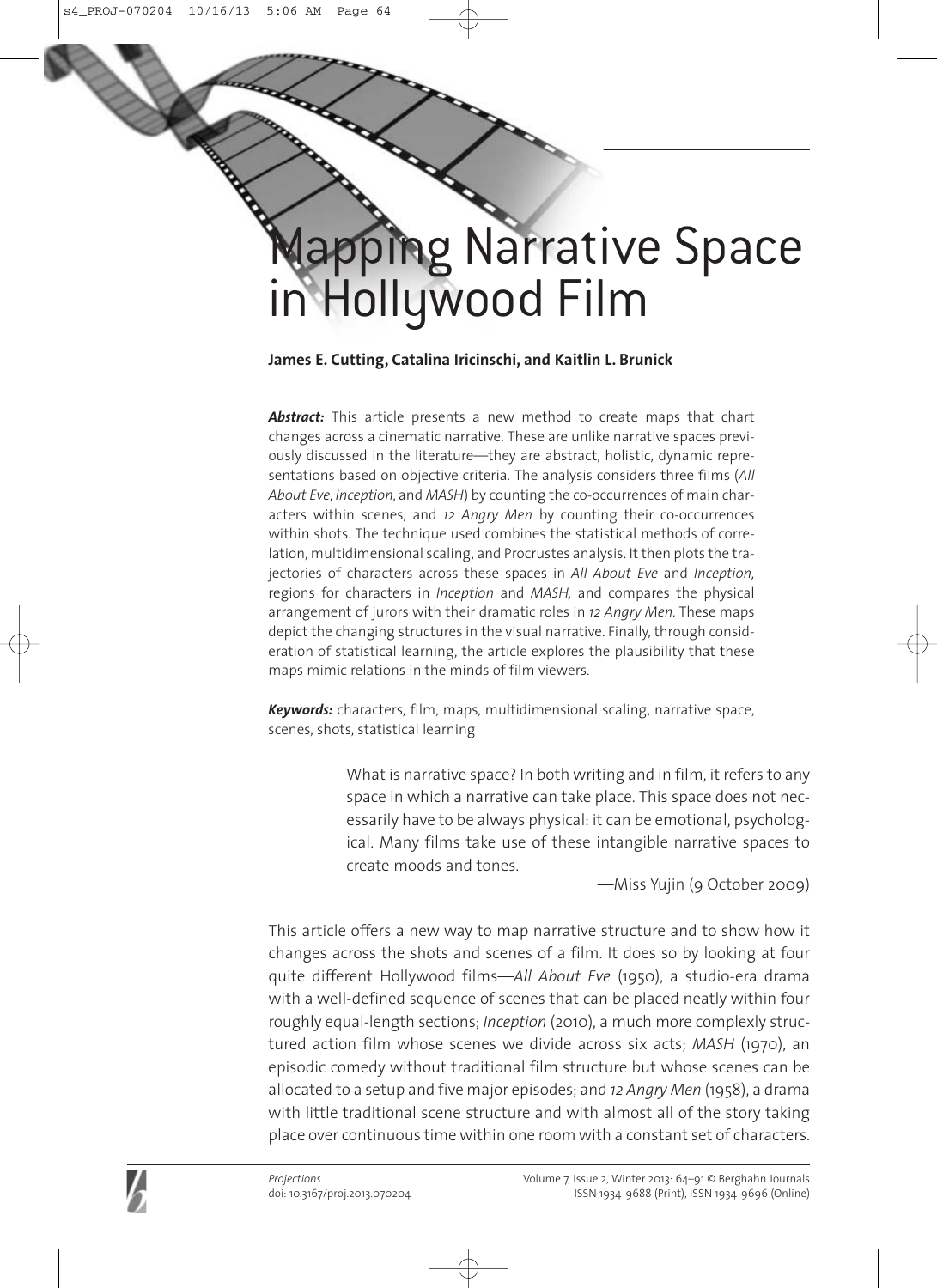# Mapping Narrative Space in Hollywood Film

**James E. Cutting, Catalina Iricinschi, and Kaitlin L. Brunick**

***Abstract:*** This article presents a new method to create maps that chart changes across a cinematic narrative. These are unlike narrative spaces previously discussed in the literature—they are abstract, holistic, dynamic representations based on objective criteria. The analysis considers three films (*All About Eve*, *Inception*, and *MASH*) by counting the co-occurrences of main characters within scenes, and *12 Angry Men* by counting their co-occurrences within shots. The technique used combines the statistical methods of correlation, multidimensional scaling, and Procrustes analysis. It then plots the trajectories of characters across these spaces in *All About Eve* and *Inception*, regions for characters in *Inception* and *MASH*, and compares the physical arrangement of jurors with their dramatic roles in *12 Angry Men*. These maps depict the changing structures in the visual narrative. Finally, through consideration of statistical learning, the article explores the plausibility that these maps mimic relations in the minds of film viewers.

***Keywords:*** characters, film, maps, multidimensional scaling, narrative space, scenes, shots, statistical learning

> What is narrative space? In both writing and in film, it refers to any space in which a narrative can take place. This space does not necessarily have to be always physical: it can be emotional, psychological. Many films take use of these intangible narrative spaces to create moods and tones.
>
> —Miss Yujin (9 October 2009)

This article offers a new way to map narrative structure and to show how it changes across the shots and scenes of a film. It does so by looking at four quite different Hollywood films—*All About Eve* (1950), a studio-era drama with a well-defined sequence of scenes that can be placed neatly within four roughly equal-length sections; *Inception* (2010), a much more complexly structured action film whose scenes we divide across six acts; *MASH* (1970), an episodic comedy without traditional film structure but whose scenes can be allocated to a setup and five major episodes; and *12 Angry Men* (1958), a drama with little traditional scene structure and with almost all of the story taking place over continuous time within one room with a constant set of characters.

*Projections*
doi: 10.3167/proj.2013.070204

Volume 7, Issue 2, Winter 2013: 64–91 © Berghahn Journals
ISSN 1934-9688 (Print), ISSN 1934-9696 (Online)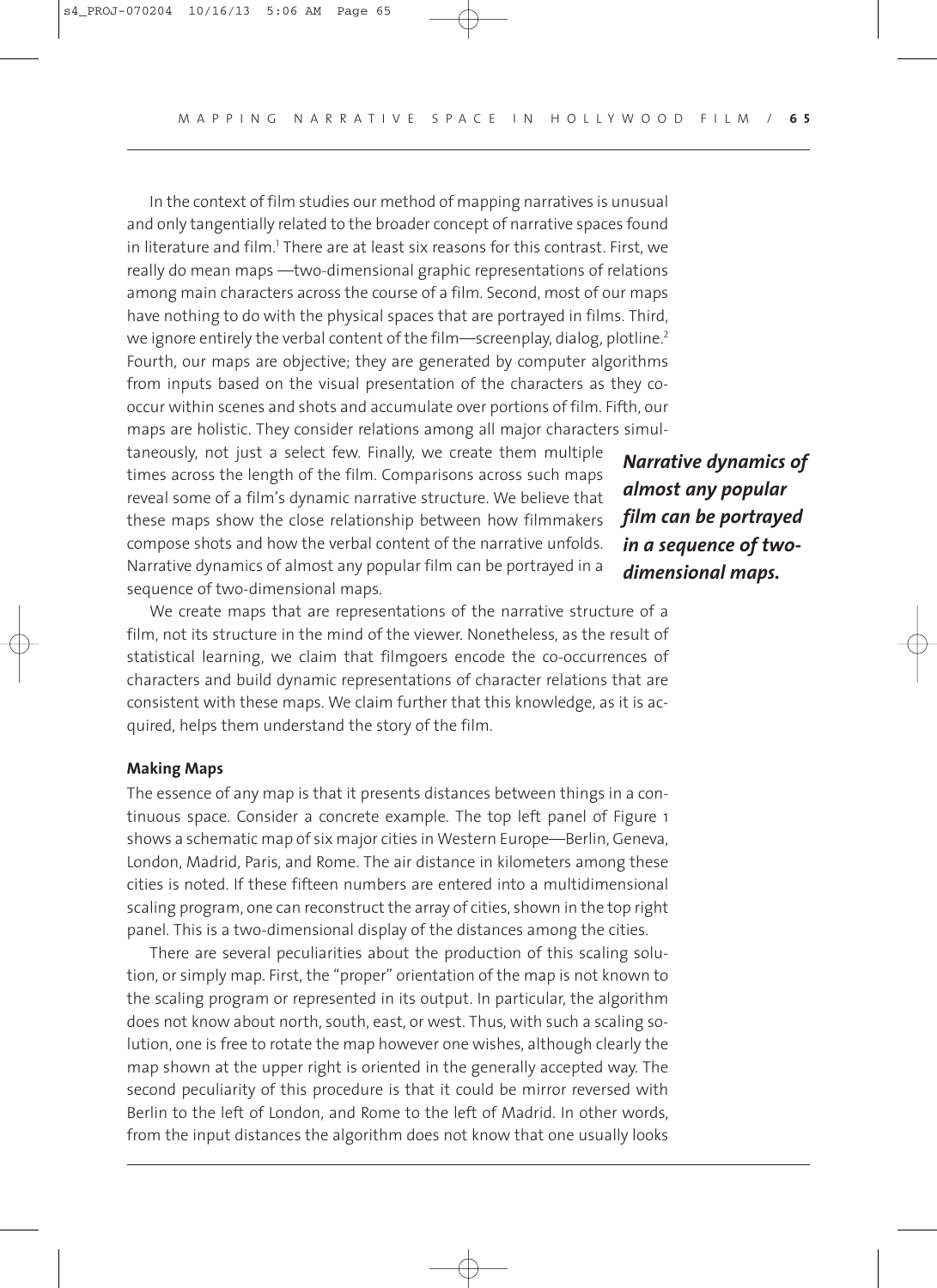In the context of film studies our method of mapping narratives is unusual and only tangentially related to the broader concept of narrative spaces found in literature and film.[1] There are at least six reasons for this contrast. First, we really do mean maps —two-dimensional graphic representations of relations among main characters across the course of a film. Second, most of our maps have nothing to do with the physical spaces that are portrayed in films. Third, we ignore entirely the verbal content of the film—screenplay, dialog, plotline.[2] Fourth, our maps are objective; they are generated by computer algorithms from inputs based on the visual presentation of the characters as they co-occur within scenes and shots and accumulate over portions of film. Fifth, our maps are holistic. They consider relations among all major characters simultaneously, not just a select few. Finally, we create them multiple times across the length of the film. Comparisons across such maps reveal some of a film's dynamic narrative structure. We believe that these maps show the close relationship between how filmmakers compose shots and how the verbal content of the narrative unfolds. Narrative dynamics of almost any popular film can be portrayed in a sequence of two-dimensional maps.

***Narrative dynamics of almost any popular film can be portrayed in a sequence of two-dimensional maps.***

We create maps that are representations of the narrative structure of a film, not its structure in the mind of the viewer. Nonetheless, as the result of statistical learning, we claim that filmgoers encode the co-occurrences of characters and build dynamic representations of character relations that are consistent with these maps. We claim further that this knowledge, as it is acquired, helps them understand the story of the film.

**Making Maps**

The essence of any map is that it presents distances between things in a continuous space. Consider a concrete example. The top left panel of Figure 1 shows a schematic map of six major cities in Western Europe—Berlin, Geneva, London, Madrid, Paris, and Rome. The air distance in kilometers among these cities is noted. If these fifteen numbers are entered into a multidimensional scaling program, one can reconstruct the array of cities, shown in the top right panel. This is a two-dimensional display of the distances among the cities.

There are several peculiarities about the production of this scaling solution, or simply map. First, the "proper" orientation of the map is not known to the scaling program or represented in its output. In particular, the algorithm does not know about north, south, east, or west. Thus, with such a scaling solution, one is free to rotate the map however one wishes, although clearly the map shown at the upper right is oriented in the generally accepted way. The second peculiarity of this procedure is that it could be mirror reversed with Berlin to the left of London, and Rome to the left of Madrid. In other words, from the input distances the algorithm does not know that one usually looks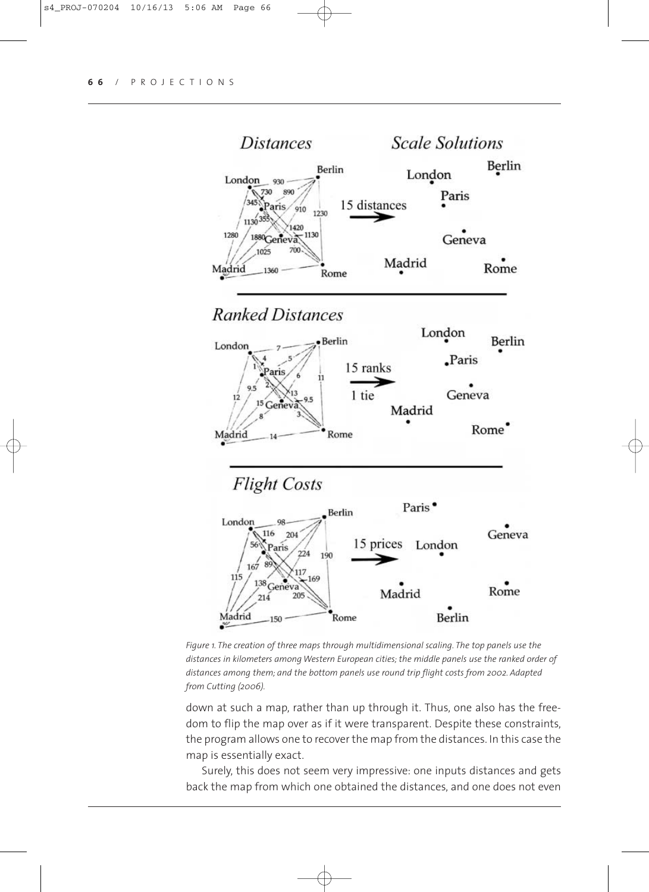Figure 1. The creation of three maps through multidimensional scaling. The top panels use the distances in kilometers among Western European cities; the middle panels use the ranked order of distances among them; and the bottom panels use round trip flight costs from 2002. Adapted from Cutting (2006).

down at such a map, rather than up through it. Thus, one also has the freedom to flip the map over as if it were transparent. Despite these constraints, the program allows one to recover the map from the distances. In this case the map is essentially exact.

Surely, this does not seem very impressive: one inputs distances and gets back the map from which one obtained the distances, and one does not even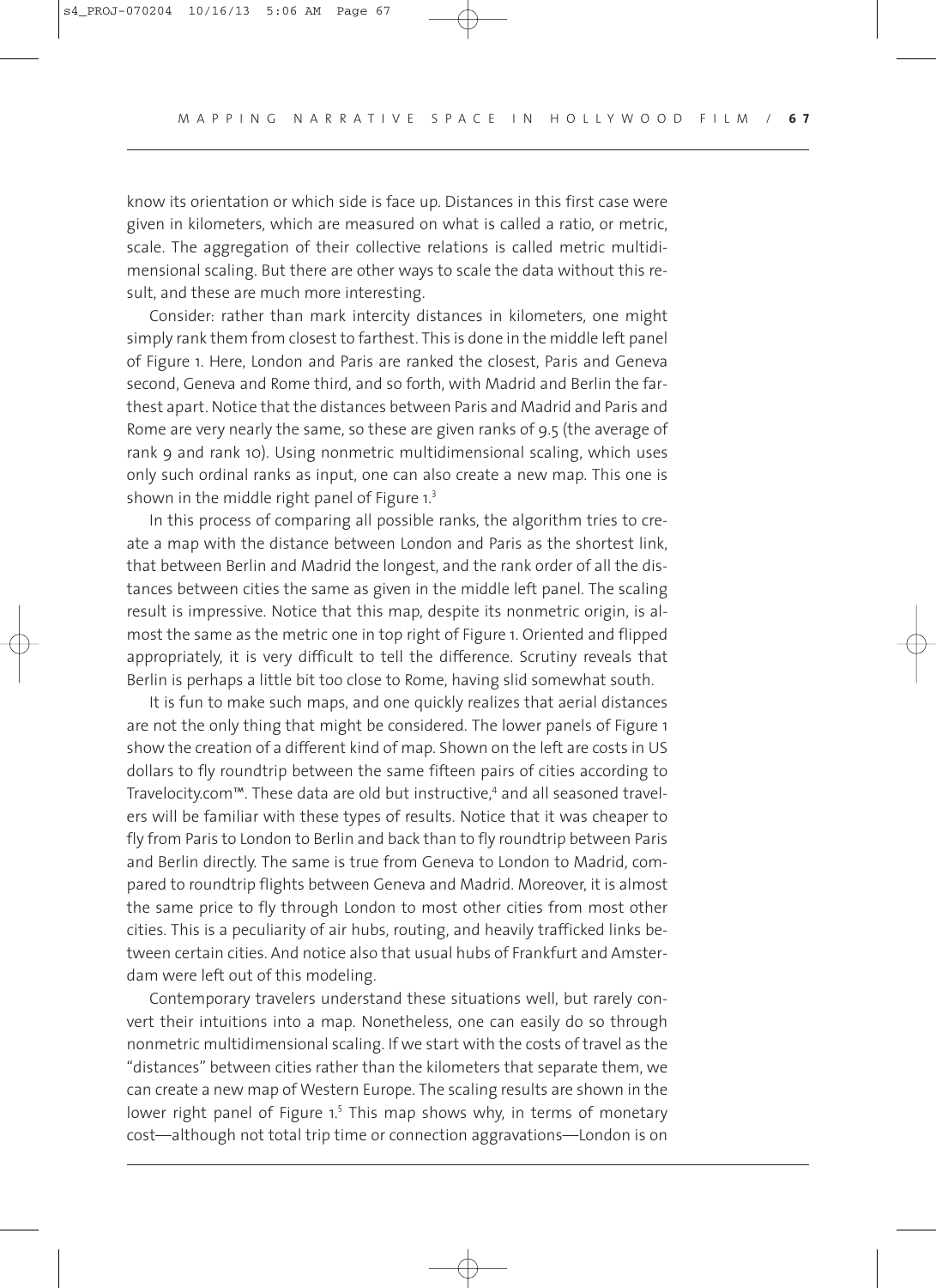know its orientation or which side is face up. Distances in this first case were given in kilometers, which are measured on what is called a ratio, or metric, scale. The aggregation of their collective relations is called metric multidimensional scaling. But there are other ways to scale the data without this result, and these are much more interesting.

Consider: rather than mark intercity distances in kilometers, one might simply rank them from closest to farthest. This is done in the middle left panel of Figure 1. Here, London and Paris are ranked the closest, Paris and Geneva second, Geneva and Rome third, and so forth, with Madrid and Berlin the farthest apart. Notice that the distances between Paris and Madrid and Paris and Rome are very nearly the same, so these are given ranks of 9.5 (the average of rank 9 and rank 10). Using nonmetric multidimensional scaling, which uses only such ordinal ranks as input, one can also create a new map. This one is shown in the middle right panel of Figure 1.[3]

In this process of comparing all possible ranks, the algorithm tries to create a map with the distance between London and Paris as the shortest link, that between Berlin and Madrid the longest, and the rank order of all the distances between cities the same as given in the middle left panel. The scaling result is impressive. Notice that this map, despite its nonmetric origin, is almost the same as the metric one in top right of Figure 1. Oriented and flipped appropriately, it is very difficult to tell the difference. Scrutiny reveals that Berlin is perhaps a little bit too close to Rome, having slid somewhat south.

It is fun to make such maps, and one quickly realizes that aerial distances are not the only thing that might be considered. The lower panels of Figure 1 show the creation of a different kind of map. Shown on the left are costs in US dollars to fly roundtrip between the same fifteen pairs of cities according to Travelocity.com™. These data are old but instructive,[4] and all seasoned travelers will be familiar with these types of results. Notice that it was cheaper to fly from Paris to London to Berlin and back than to fly roundtrip between Paris and Berlin directly. The same is true from Geneva to London to Madrid, compared to roundtrip flights between Geneva and Madrid. Moreover, it is almost the same price to fly through London to most other cities from most other cities. This is a peculiarity of air hubs, routing, and heavily trafficked links between certain cities. And notice also that usual hubs of Frankfurt and Amsterdam were left out of this modeling.

Contemporary travelers understand these situations well, but rarely convert their intuitions into a map. Nonetheless, one can easily do so through nonmetric multidimensional scaling. If we start with the costs of travel as the "distances" between cities rather than the kilometers that separate them, we can create a new map of Western Europe. The scaling results are shown in the lower right panel of Figure 1.[5] This map shows why, in terms of monetary cost—although not total trip time or connection aggravations—London is on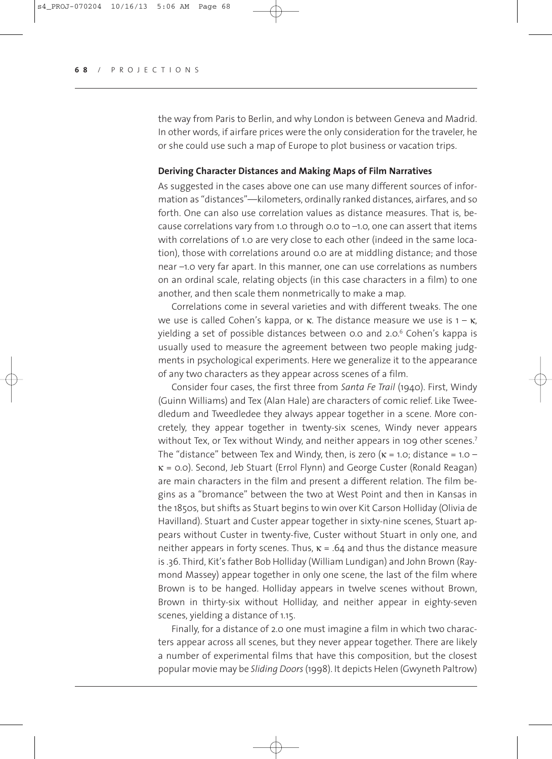the way from Paris to Berlin, and why London is between Geneva and Madrid. In other words, if airfare prices were the only consideration for the traveler, he or she could use such a map of Europe to plot business or vacation trips.

**Deriving Character Distances and Making Maps of Film Narratives**

As suggested in the cases above one can use many different sources of information as "distances"—kilometers, ordinally ranked distances, airfares, and so forth. One can also use correlation values as distance measures. That is, because correlations vary from 1.0 through 0.0 to –1.0, one can assert that items with correlations of 1.0 are very close to each other (indeed in the same location), those with correlations around 0.0 are at middling distance; and those near –1.0 very far apart. In this manner, one can use correlations as numbers on an ordinal scale, relating objects (in this case characters in a film) to one another, and then scale them nonmetrically to make a map.

Correlations come in several varieties and with different tweaks. The one we use is called Cohen's kappa, or $\kappa$. The distance measure we use is $1 - \kappa$, yielding a set of possible distances between 0.0 and 2.0.[6] Cohen's kappa is usually used to measure the agreement between two people making judgments in psychological experiments. Here we generalize it to the appearance of any two characters as they appear across scenes of a film.

Consider four cases, the first three from *Santa Fe Trail* (1940). First, Windy (Guinn Williams) and Tex (Alan Hale) are characters of comic relief. Like Tweedledum and Tweedledee they always appear together in a scene. More concretely, they appear together in twenty-six scenes, Windy never appears without Tex, or Tex without Windy, and neither appears in 109 other scenes.[7] The "distance" between Tex and Windy, then, is zero ($\kappa = 1.0$; distance $= 1.0 - \kappa = 0.0$). Second, Jeb Stuart (Errol Flynn) and George Custer (Ronald Reagan) are main characters in the film and present a different relation. The film begins as a "bromance" between the two at West Point and then in Kansas in the 1850s, but shifts as Stuart begins to win over Kit Carson Holliday (Olivia de Havilland). Stuart and Custer appear together in sixty-nine scenes, Stuart appears without Custer in twenty-five, Custer without Stuart in only one, and neither appears in forty scenes. Thus, $\kappa = .64$ and thus the distance measure is .36. Third, Kit's father Bob Holliday (William Lundigan) and John Brown (Raymond Massey) appear together in only one scene, the last of the film where Brown is to be hanged. Holliday appears in twelve scenes without Brown, Brown in thirty-six without Holliday, and neither appear in eighty-seven scenes, yielding a distance of 1.15.

Finally, for a distance of 2.0 one must imagine a film in which two characters appear across all scenes, but they never appear together. There are likely a number of experimental films that have this composition, but the closest popular movie may be *Sliding Doors* (1998). It depicts Helen (Gwyneth Paltrow)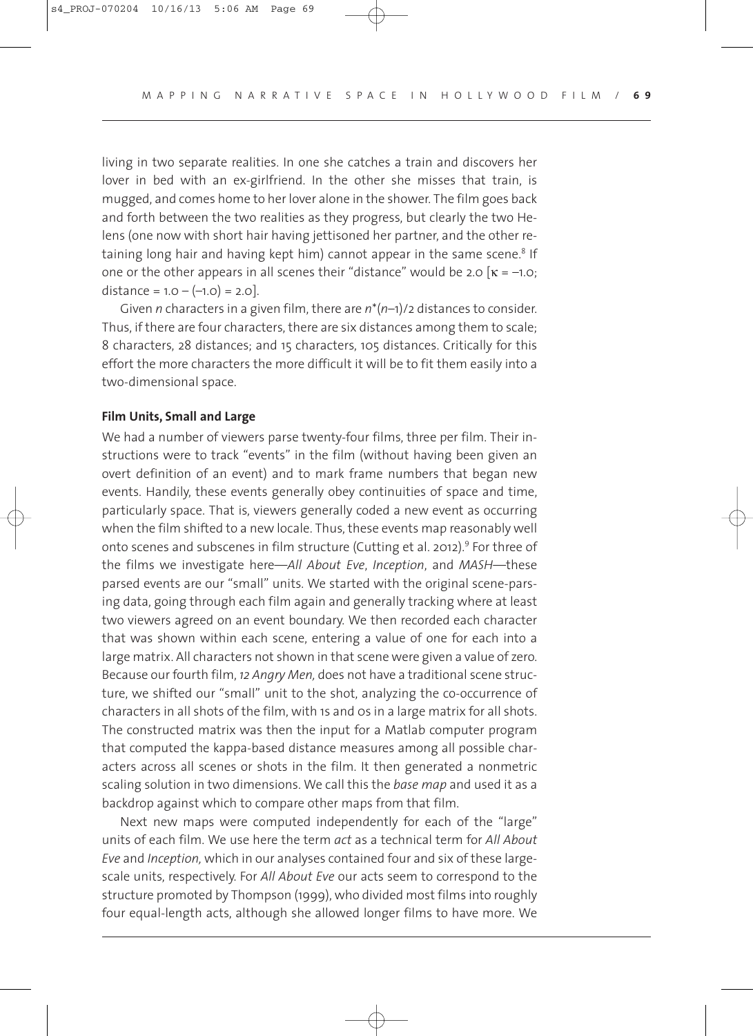living in two separate realities. In one she catches a train and discovers her lover in bed with an ex-girlfriend. In the other she misses that train, is mugged, and comes home to her lover alone in the shower. The film goes back and forth between the two realities as they progress, but clearly the two Helens (one now with short hair having jettisoned her partner, and the other retaining long hair and having kept him) cannot appear in the same scene.[8] If one or the other appears in all scenes their "distance" would be 2.0 [$\kappa = -1.0$; distance $= 1.0 - (-1.0) = 2.0$].

Given *n* characters in a given film, there are $n*(n-1)/2$ distances to consider. Thus, if there are four characters, there are six distances among them to scale; 8 characters, 28 distances; and 15 characters, 105 distances. Critically for this effort the more characters the more difficult it will be to fit them easily into a two-dimensional space.

**Film Units, Small and Large**

We had a number of viewers parse twenty-four films, three per film. Their instructions were to track "events" in the film (without having been given an overt definition of an event) and to mark frame numbers that began new events. Handily, these events generally obey continuities of space and time, particularly space. That is, viewers generally coded a new event as occurring when the film shifted to a new locale. Thus, these events map reasonably well onto scenes and subscenes in film structure (Cutting et al. 2012).[9] For three of the films we investigate here—*All About Eve*, *Inception*, and *MASH*—these parsed events are our "small" units. We started with the original scene-parsing data, going through each film again and generally tracking where at least two viewers agreed on an event boundary. We then recorded each character that was shown within each scene, entering a value of one for each into a large matrix. All characters not shown in that scene were given a value of zero. Because our fourth film, *12 Angry Men*, does not have a traditional scene structure, we shifted our "small" unit to the shot, analyzing the co-occurrence of characters in all shots of the film, with 1s and 0s in a large matrix for all shots. The constructed matrix was then the input for a Matlab computer program that computed the kappa-based distance measures among all possible characters across all scenes or shots in the film. It then generated a nonmetric scaling solution in two dimensions. We call this the *base map* and used it as a backdrop against which to compare other maps from that film.

Next new maps were computed independently for each of the "large" units of each film. We use here the term *act* as a technical term for *All About Eve* and *Inception*, which in our analyses contained four and six of these large-scale units, respectively. For *All About Eve* our acts seem to correspond to the structure promoted by Thompson (1999), who divided most films into roughly four equal-length acts, although she allowed longer films to have more. We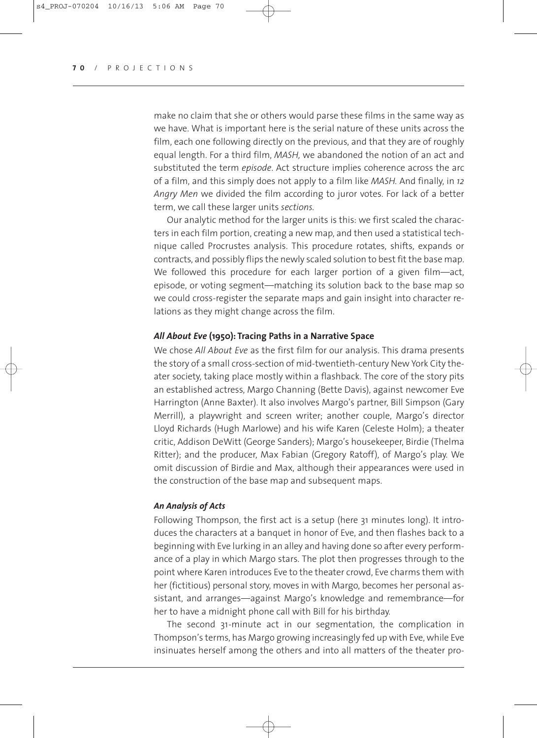make no claim that she or others would parse these films in the same way as we have. What is important here is the serial nature of these units across the film, each one following directly on the previous, and that they are of roughly equal length. For a third film, *MASH,* we abandoned the notion of an act and substituted the term *episode*. Act structure implies coherence across the arc of a film, and this simply does not apply to a film like *MASH*. And finally, in *12 Angry Men* we divided the film according to juror votes. For lack of a better term, we call these larger units *sections*.

Our analytic method for the larger units is this: we first scaled the characters in each film portion, creating a new map, and then used a statistical technique called Procrustes analysis. This procedure rotates, shifts, expands or contracts, and possibly flips the newly scaled solution to best fit the base map. We followed this procedure for each larger portion of a given film—act, episode, or voting segment—matching its solution back to the base map so we could cross-register the separate maps and gain insight into character relations as they might change across the film.

### *All About Eve* (1950): Tracing Paths in a Narrative Space

We chose *All About Eve* as the first film for our analysis. This drama presents the story of a small cross-section of mid-twentieth-century New York City theater society, taking place mostly within a flashback. The core of the story pits an established actress, Margo Channing (Bette Davis), against newcomer Eve Harrington (Anne Baxter). It also involves Margo's partner, Bill Simpson (Gary Merrill), a playwright and screen writer; another couple, Margo's director Lloyd Richards (Hugh Marlowe) and his wife Karen (Celeste Holm); a theater critic, Addison DeWitt (George Sanders); Margo's housekeeper, Birdie (Thelma Ritter); and the producer, Max Fabian (Gregory Ratoff), of Margo's play. We omit discussion of Birdie and Max, although their appearances were used in the construction of the base map and subsequent maps.

#### *An Analysis of Acts*

Following Thompson, the first act is a setup (here 31 minutes long). It introduces the characters at a banquet in honor of Eve, and then flashes back to a beginning with Eve lurking in an alley and having done so after every performance of a play in which Margo stars. The plot then progresses through to the point where Karen introduces Eve to the theater crowd, Eve charms them with her (fictitious) personal story, moves in with Margo, becomes her personal assistant, and arranges—against Margo's knowledge and remembrance—for her to have a midnight phone call with Bill for his birthday.

The second 31-minute act in our segmentation, the complication in Thompson's terms, has Margo growing increasingly fed up with Eve, while Eve insinuates herself among the others and into all matters of the theater pro-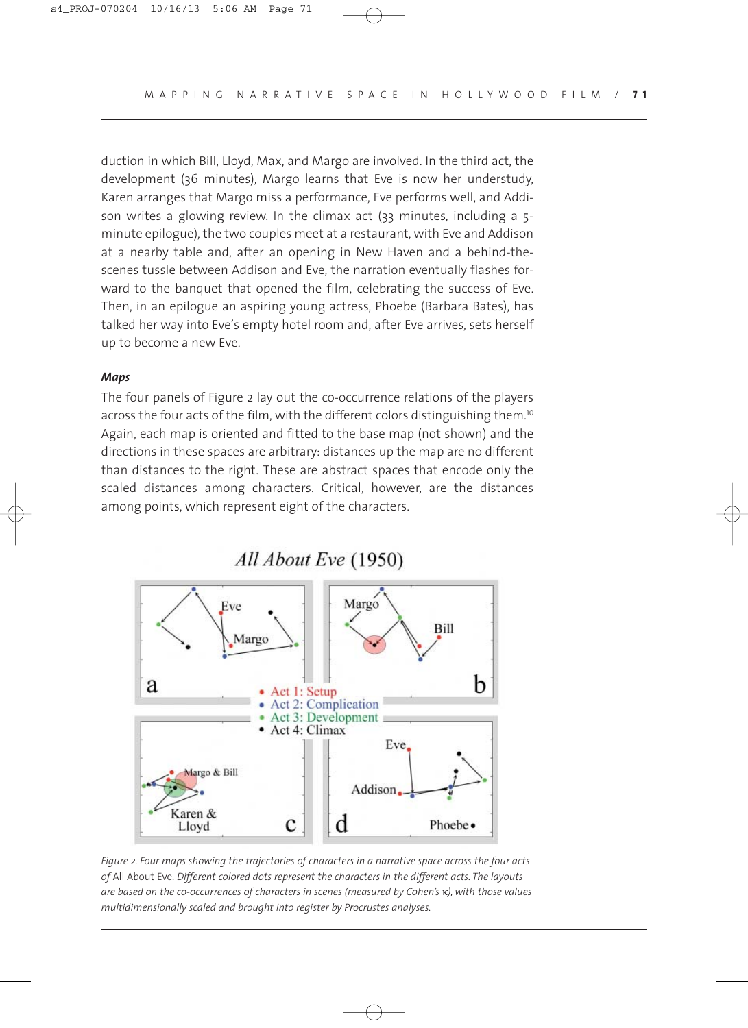duction in which Bill, Lloyd, Max, and Margo are involved. In the third act, the development (36 minutes), Margo learns that Eve is now her understudy, Karen arranges that Margo miss a performance, Eve performs well, and Addison writes a glowing review. In the climax act (33 minutes, including a 5-minute epilogue), the two couples meet at a restaurant, with Eve and Addison at a nearby table and, after an opening in New Haven and a behind-the-scenes tussle between Addison and Eve, the narration eventually flashes forward to the banquet that opened the film, celebrating the success of Eve. Then, in an epilogue an aspiring young actress, Phoebe (Barbara Bates), has talked her way into Eve's empty hotel room and, after Eve arrives, sets herself up to become a new Eve.

***Maps***

The four panels of Figure 2 lay out the co-occurrence relations of the players across the four acts of the film, with the different colors distinguishing them.[10] Again, each map is oriented and fitted to the base map (not shown) and the directions in these spaces are arbitrary: distances up the map are no different than distances to the right. These are abstract spaces that encode only the scaled distances among characters. Critical, however, are the distances among points, which represent eight of the characters.

*Figure 2. Four maps showing the trajectories of characters in a narrative space across the four acts of* All About Eve. *Different colored dots represent the characters in the different acts. The layouts are based on the co-occurrences of characters in scenes (measured by Cohen's κ), with those values multidimensionally scaled and brought into register by Procrustes analyses.*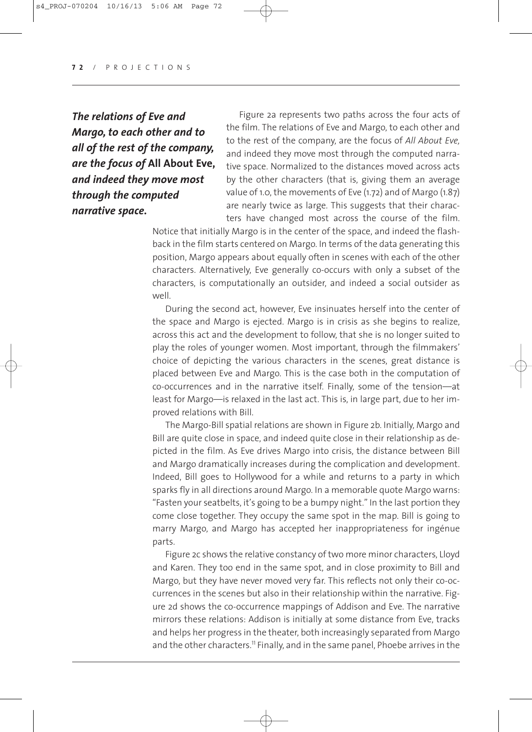*The relations of Eve and Margo, to each other and to all of the rest of the company, are the focus of* **All About Eve,** *and indeed they move most through the computed narrative space.*

Figure 2a represents two paths across the four acts of the film. The relations of Eve and Margo, to each other and to the rest of the company, are the focus of *All About Eve,* and indeed they move most through the computed narrative space. Normalized to the distances moved across acts by the other characters (that is, giving them an average value of 1.0, the movements of Eve (1.72) and of Margo (1.87) are nearly twice as large. This suggests that their characters have changed most across the course of the film. Notice that initially Margo is in the center of the space, and indeed the flashback in the film starts centered on Margo. In terms of the data generating this position, Margo appears about equally often in scenes with each of the other characters. Alternatively, Eve generally co-occurs with only a subset of the characters, is computationally an outsider, and indeed a social outsider as well.

During the second act, however, Eve insinuates herself into the center of the space and Margo is ejected. Margo is in crisis as she begins to realize, across this act and the development to follow, that she is no longer suited to play the roles of younger women. Most important, through the filmmakers' choice of depicting the various characters in the scenes, great distance is placed between Eve and Margo. This is the case both in the computation of co-occurrences and in the narrative itself. Finally, some of the tension—at least for Margo—is relaxed in the last act. This is, in large part, due to her improved relations with Bill.

The Margo-Bill spatial relations are shown in Figure 2b. Initially, Margo and Bill are quite close in space, and indeed quite close in their relationship as depicted in the film. As Eve drives Margo into crisis, the distance between Bill and Margo dramatically increases during the complication and development. Indeed, Bill goes to Hollywood for a while and returns to a party in which sparks fly in all directions around Margo. In a memorable quote Margo warns: "Fasten your seatbelts, it's going to be a bumpy night." In the last portion they come close together. They occupy the same spot in the map. Bill is going to marry Margo, and Margo has accepted her inappropriateness for ingénue parts.

Figure 2c shows the relative constancy of two more minor characters, Lloyd and Karen. They too end in the same spot, and in close proximity to Bill and Margo, but they have never moved very far. This reflects not only their co-occurrences in the scenes but also in their relationship within the narrative. Figure 2d shows the co-occurrence mappings of Addison and Eve. The narrative mirrors these relations: Addison is initially at some distance from Eve, tracks and helps her progress in the theater, both increasingly separated from Margo and the other characters.[11] Finally, and in the same panel, Phoebe arrives in the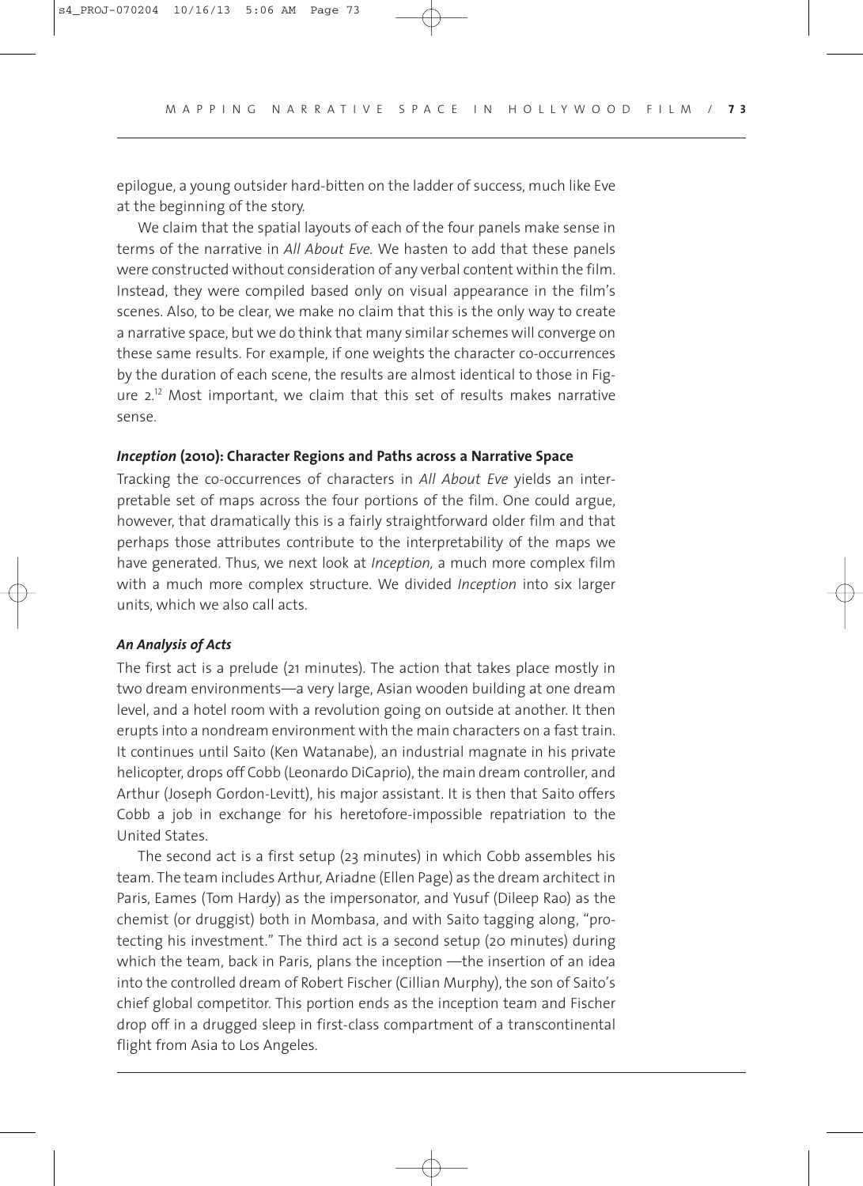epilogue, a young outsider hard-bitten on the ladder of success, much like Eve at the beginning of the story.

We claim that the spatial layouts of each of the four panels make sense in terms of the narrative in *All About Eve*. We hasten to add that these panels were constructed without consideration of any verbal content within the film. Instead, they were compiled based only on visual appearance in the film's scenes. Also, to be clear, we make no claim that this is the only way to create a narrative space, but we do think that many similar schemes will converge on these same results. For example, if one weights the character co-occurrences by the duration of each scene, the results are almost identical to those in Figure 2.[12] Most important, we claim that this set of results makes narrative sense.

### *Inception* (2010): Character Regions and Paths across a Narrative Space

Tracking the co-occurrences of characters in *All About Eve* yields an interpretable set of maps across the four portions of the film. One could argue, however, that dramatically this is a fairly straightforward older film and that perhaps those attributes contribute to the interpretability of the maps we have generated. Thus, we next look at *Inception,* a much more complex film with a much more complex structure. We divided *Inception* into six larger units, which we also call acts.

#### *An Analysis of Acts*

The first act is a prelude (21 minutes). The action that takes place mostly in two dream environments—a very large, Asian wooden building at one dream level, and a hotel room with a revolution going on outside at another. It then erupts into a nondream environment with the main characters on a fast train. It continues until Saito (Ken Watanabe), an industrial magnate in his private helicopter, drops off Cobb (Leonardo DiCaprio), the main dream controller, and Arthur (Joseph Gordon-Levitt), his major assistant. It is then that Saito offers Cobb a job in exchange for his heretofore-impossible repatriation to the United States.

The second act is a first setup (23 minutes) in which Cobb assembles his team. The team includes Arthur, Ariadne (Ellen Page) as the dream architect in Paris, Eames (Tom Hardy) as the impersonator, and Yusuf (Dileep Rao) as the chemist (or druggist) both in Mombasa, and with Saito tagging along, "protecting his investment." The third act is a second setup (20 minutes) during which the team, back in Paris, plans the inception —the insertion of an idea into the controlled dream of Robert Fischer (Cillian Murphy), the son of Saito's chief global competitor. This portion ends as the inception team and Fischer drop off in a drugged sleep in first-class compartment of a transcontinental flight from Asia to Los Angeles.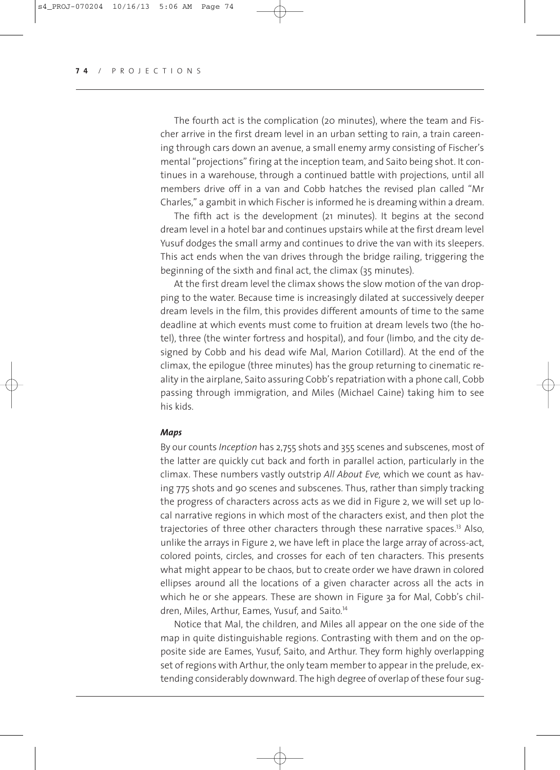The fourth act is the complication (20 minutes), where the team and Fischer arrive in the first dream level in an urban setting to rain, a train careening through cars down an avenue, a small enemy army consisting of Fischer's mental "projections" firing at the inception team, and Saito being shot. It continues in a warehouse, through a continued battle with projections, until all members drive off in a van and Cobb hatches the revised plan called "Mr Charles," a gambit in which Fischer is informed he is dreaming within a dream.

The fifth act is the development (21 minutes). It begins at the second dream level in a hotel bar and continues upstairs while at the first dream level Yusuf dodges the small army and continues to drive the van with its sleepers. This act ends when the van drives through the bridge railing, triggering the beginning of the sixth and final act, the climax (35 minutes).

At the first dream level the climax shows the slow motion of the van dropping to the water. Because time is increasingly dilated at successively deeper dream levels in the film, this provides different amounts of time to the same deadline at which events must come to fruition at dream levels two (the hotel), three (the winter fortress and hospital), and four (limbo, and the city designed by Cobb and his dead wife Mal, Marion Cotillard). At the end of the climax, the epilogue (three minutes) has the group returning to cinematic reality in the airplane, Saito assuring Cobb's repatriation with a phone call, Cobb passing through immigration, and Miles (Michael Caine) taking him to see his kids.

#### *Maps*

By our counts *Inception* has 2,755 shots and 355 scenes and subscenes, most of the latter are quickly cut back and forth in parallel action, particularly in the climax. These numbers vastly outstrip *All About Eve,* which we count as having 775 shots and 90 scenes and subscenes. Thus, rather than simply tracking the progress of characters across acts as we did in Figure 2, we will set up local narrative regions in which most of the characters exist, and then plot the trajectories of three other characters through these narrative spaces.[13] Also, unlike the arrays in Figure 2, we have left in place the large array of across-act, colored points, circles, and crosses for each of ten characters. This presents what might appear to be chaos, but to create order we have drawn in colored ellipses around all the locations of a given character across all the acts in which he or she appears. These are shown in Figure 3a for Mal, Cobb's children, Miles, Arthur, Eames, Yusuf, and Saito.[14]

Notice that Mal, the children, and Miles all appear on the one side of the map in quite distinguishable regions. Contrasting with them and on the opposite side are Eames, Yusuf, Saito, and Arthur. They form highly overlapping set of regions with Arthur, the only team member to appear in the prelude, extending considerably downward. The high degree of overlap of these four sug-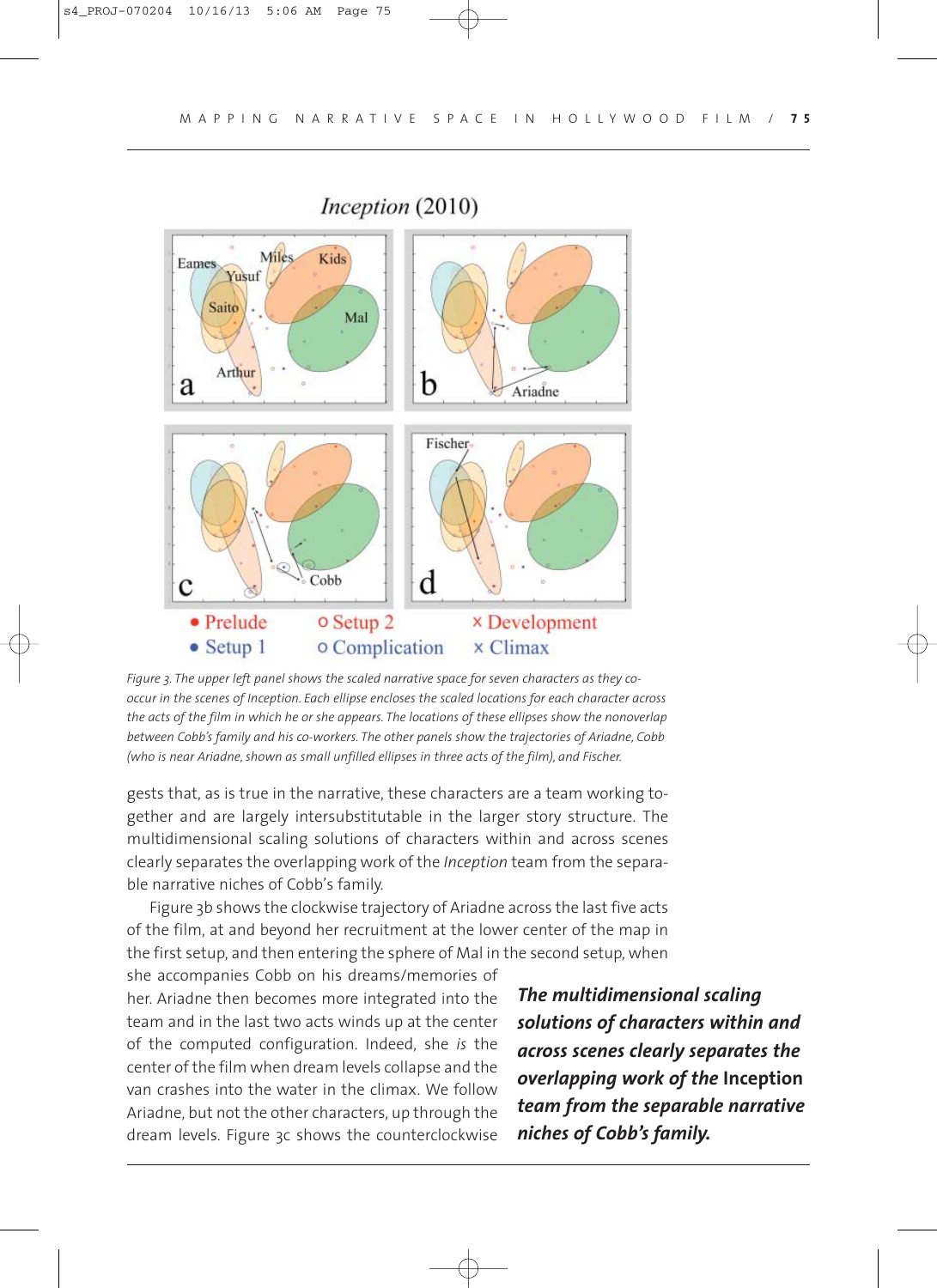Figure 3. The upper left panel shows the scaled narrative space for seven characters as they co-occur in the scenes of Inception. Each ellipse encloses the scaled locations for each character across the acts of the film in which he or she appears. The locations of these ellipses show the nonoverlap between Cobb's family and his co-workers. The other panels show the trajectories of Ariadne, Cobb (who is near Ariadne, shown as small unfilled ellipses in three acts of the film), and Fischer.

gests that, as is true in the narrative, these characters are a team working together and are largely intersubstitutable in the larger story structure. The multidimensional scaling solutions of characters within and across scenes clearly separates the overlapping work of the *Inception* team from the separable narrative niches of Cobb's family.

Figure 3b shows the clockwise trajectory of Ariadne across the last five acts of the film, at and beyond her recruitment at the lower center of the map in the first setup, and then entering the sphere of Mal in the second setup, when she accompanies Cobb on his dreams/memories of her. Ariadne then becomes more integrated into the team and in the last two acts winds up at the center of the computed configuration. Indeed, she *is* the center of the film when dream levels collapse and the van crashes into the water in the climax. We follow Ariadne, but not the other characters, up through the dream levels. Figure 3c shows the counterclockwise

***The multidimensional scaling solutions of characters within and across scenes clearly separates the overlapping work of the* Inception *team from the separable narrative niches of Cobb's family.***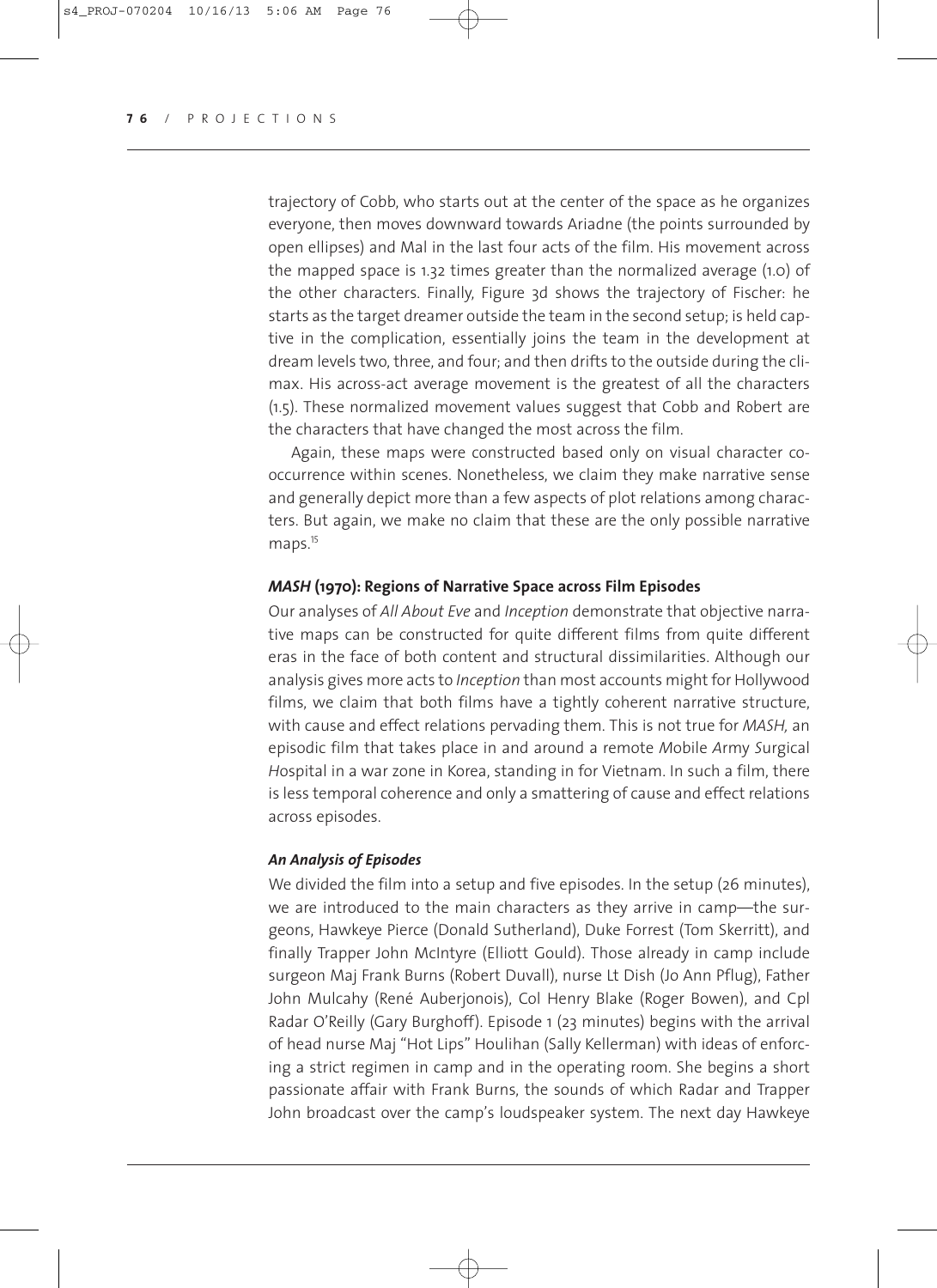trajectory of Cobb, who starts out at the center of the space as he organizes everyone, then moves downward towards Ariadne (the points surrounded by open ellipses) and Mal in the last four acts of the film. His movement across the mapped space is 1.32 times greater than the normalized average (1.0) of the other characters. Finally, Figure 3d shows the trajectory of Fischer: he starts as the target dreamer outside the team in the second setup; is held captive in the complication, essentially joins the team in the development at dream levels two, three, and four; and then drifts to the outside during the climax. His across-act average movement is the greatest of all the characters (1.5). These normalized movement values suggest that Cobb and Robert are the characters that have changed the most across the film.

Again, these maps were constructed based only on visual character co-occurrence within scenes. Nonetheless, we claim they make narrative sense and generally depict more than a few aspects of plot relations among characters. But again, we make no claim that these are the only possible narrative maps.[15]

### *MASH* (1970): Regions of Narrative Space across Film Episodes

Our analyses of *All About Eve* and *Inception* demonstrate that objective narrative maps can be constructed for quite different films from quite different eras in the face of both content and structural dissimilarities. Although our analysis gives more acts to *Inception* than most accounts might for Hollywood films, we claim that both films have a tightly coherent narrative structure, with cause and effect relations pervading them. This is not true for *MASH,* an episodic film that takes place in and around a remote *M*obile *A*rmy *S*urgical *H*ospital in a war zone in Korea, standing in for Vietnam. In such a film, there is less temporal coherence and only a smattering of cause and effect relations across episodes.

#### *An Analysis of Episodes*

We divided the film into a setup and five episodes. In the setup (26 minutes), we are introduced to the main characters as they arrive in camp—the surgeons, Hawkeye Pierce (Donald Sutherland), Duke Forrest (Tom Skerritt), and finally Trapper John McIntyre (Elliott Gould). Those already in camp include surgeon Maj Frank Burns (Robert Duvall), nurse Lt Dish (Jo Ann Pflug), Father John Mulcahy (René Auberjonois), Col Henry Blake (Roger Bowen), and Cpl Radar O'Reilly (Gary Burghoff). Episode 1 (23 minutes) begins with the arrival of head nurse Maj "Hot Lips" Houlihan (Sally Kellerman) with ideas of enforcing a strict regimen in camp and in the operating room. She begins a short passionate affair with Frank Burns, the sounds of which Radar and Trapper John broadcast over the camp's loudspeaker system. The next day Hawkeye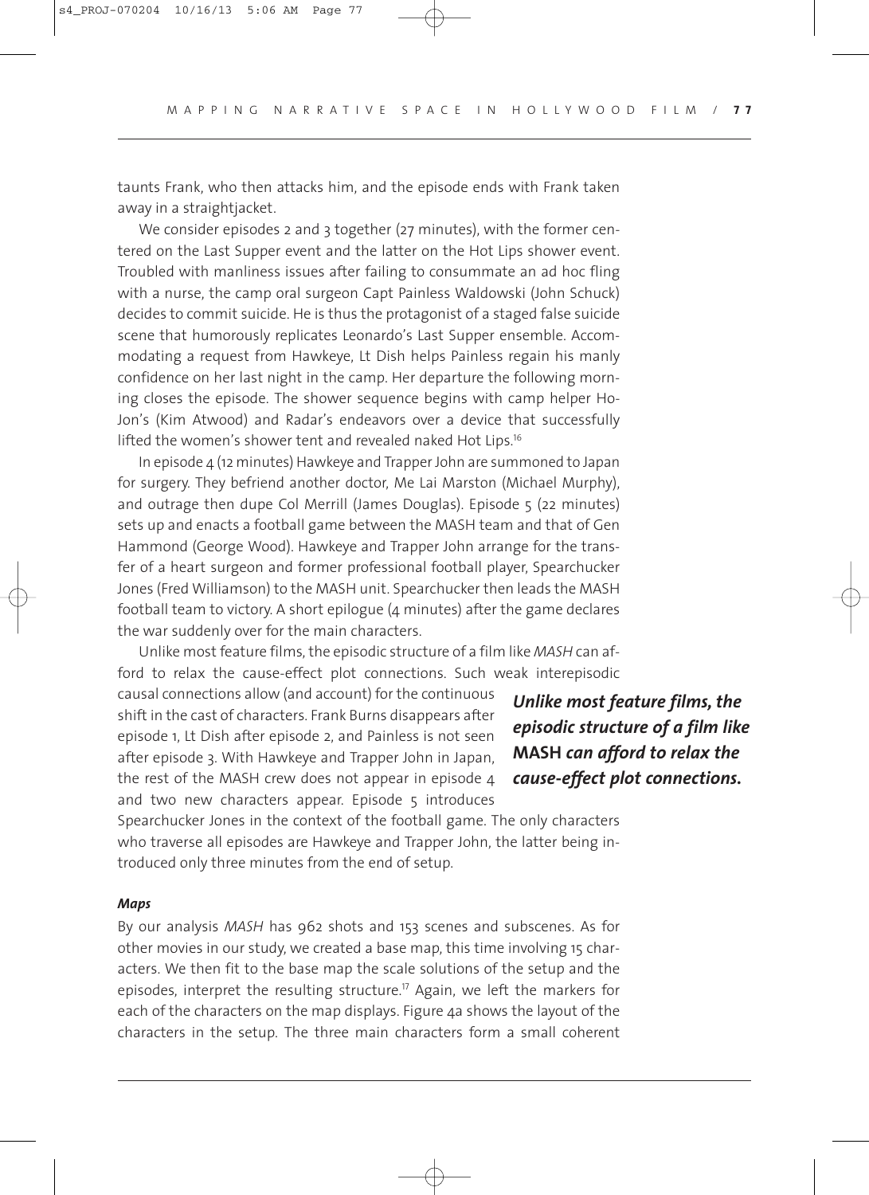taunts Frank, who then attacks him, and the episode ends with Frank taken away in a straightjacket.

We consider episodes 2 and 3 together (27 minutes), with the former centered on the Last Supper event and the latter on the Hot Lips shower event. Troubled with manliness issues after failing to consummate an ad hoc fling with a nurse, the camp oral surgeon Capt Painless Waldowski (John Schuck) decides to commit suicide. He is thus the protagonist of a staged false suicide scene that humorously replicates Leonardo's Last Supper ensemble. Accommodating a request from Hawkeye, Lt Dish helps Painless regain his manly confidence on her last night in the camp. Her departure the following morning closes the episode. The shower sequence begins with camp helper Ho-Jon's (Kim Atwood) and Radar's endeavors over a device that successfully lifted the women's shower tent and revealed naked Hot Lips.[16]

In episode 4 (12 minutes) Hawkeye and Trapper John are summoned to Japan for surgery. They befriend another doctor, Me Lai Marston (Michael Murphy), and outrage then dupe Col Merrill (James Douglas). Episode 5 (22 minutes) sets up and enacts a football game between the MASH team and that of Gen Hammond (George Wood). Hawkeye and Trapper John arrange for the transfer of a heart surgeon and former professional football player, Spearchucker Jones (Fred Williamson) to the MASH unit. Spearchucker then leads the MASH football team to victory. A short epilogue (4 minutes) after the game declares the war suddenly over for the main characters.

Unlike most feature films, the episodic structure of a film like *MASH* can afford to relax the cause-effect plot connections. Such weak interepisodic causal connections allow (and account) for the continuous shift in the cast of characters. Frank Burns disappears after episode 1, Lt Dish after episode 2, and Painless is not seen after episode 3. With Hawkeye and Trapper John in Japan, the rest of the MASH crew does not appear in episode 4 and two new characters appear. Episode 5 introduces Spearchucker Jones in the context of the football game. The only characters who traverse all episodes are Hawkeye and Trapper John, the latter being introduced only three minutes from the end of setup.

***Unlike most feature films, the episodic structure of a film like* MASH *can afford to relax the cause-effect plot connections.***

#### *Maps*

By our analysis *MASH* has 962 shots and 153 scenes and subscenes. As for other movies in our study, we created a base map, this time involving 15 characters. We then fit to the base map the scale solutions of the setup and the episodes, interpret the resulting structure.[17] Again, we left the markers for each of the characters on the map displays. Figure 4a shows the layout of the characters in the setup. The three main characters form a small coherent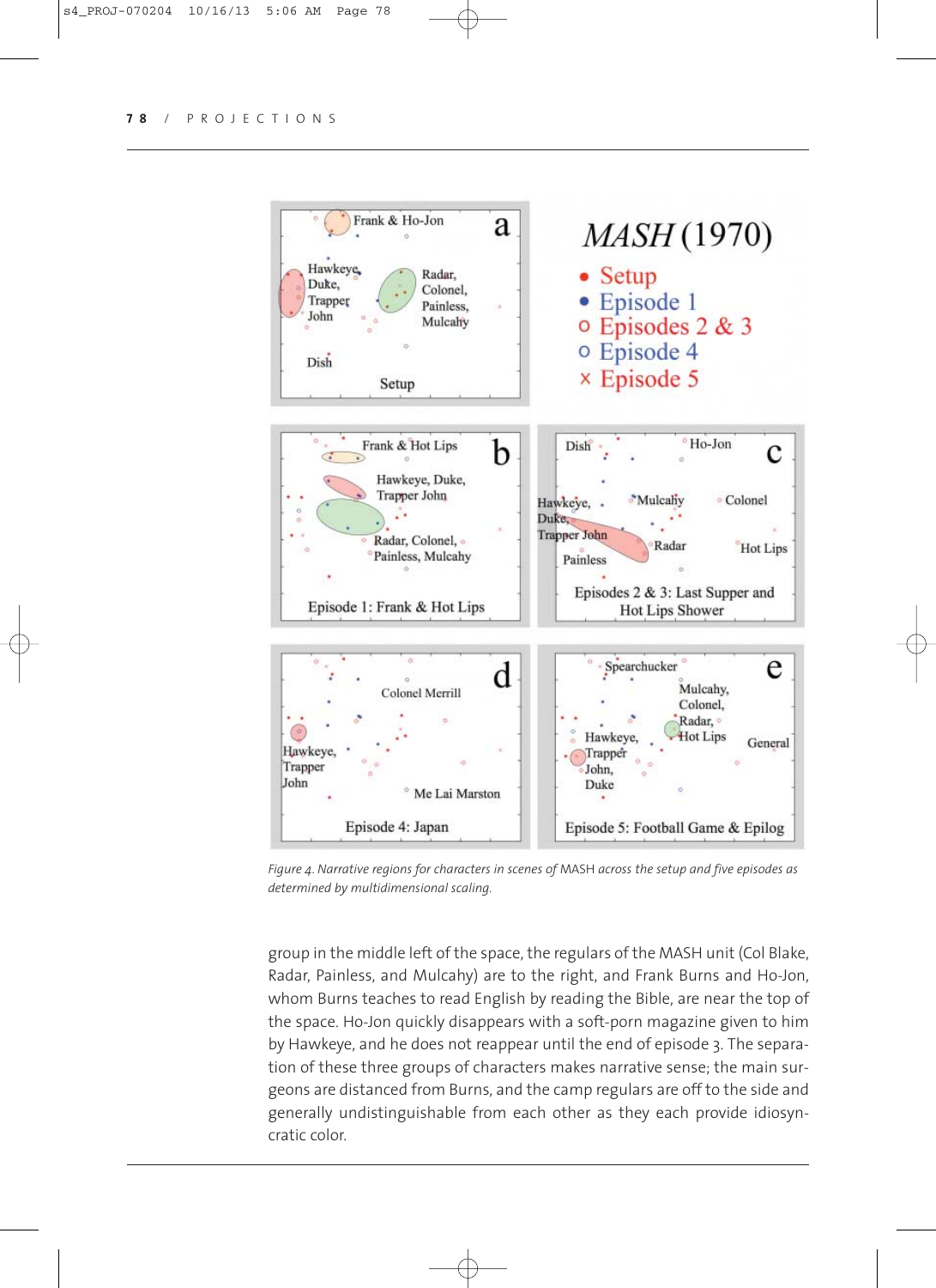*Figure 4. Narrative regions for characters in scenes of* MASH *across the setup and five episodes as determined by multidimensional scaling.*

group in the middle left of the space, the regulars of the MASH unit (Col Blake, Radar, Painless, and Mulcahy) are to the right, and Frank Burns and Ho-Jon, whom Burns teaches to read English by reading the Bible, are near the top of the space. Ho-Jon quickly disappears with a soft-porn magazine given to him by Hawkeye, and he does not reappear until the end of episode 3. The separation of these three groups of characters makes narrative sense; the main surgeons are distanced from Burns, and the camp regulars are off to the side and generally undistinguishable from each other as they each provide idiosyncratic color.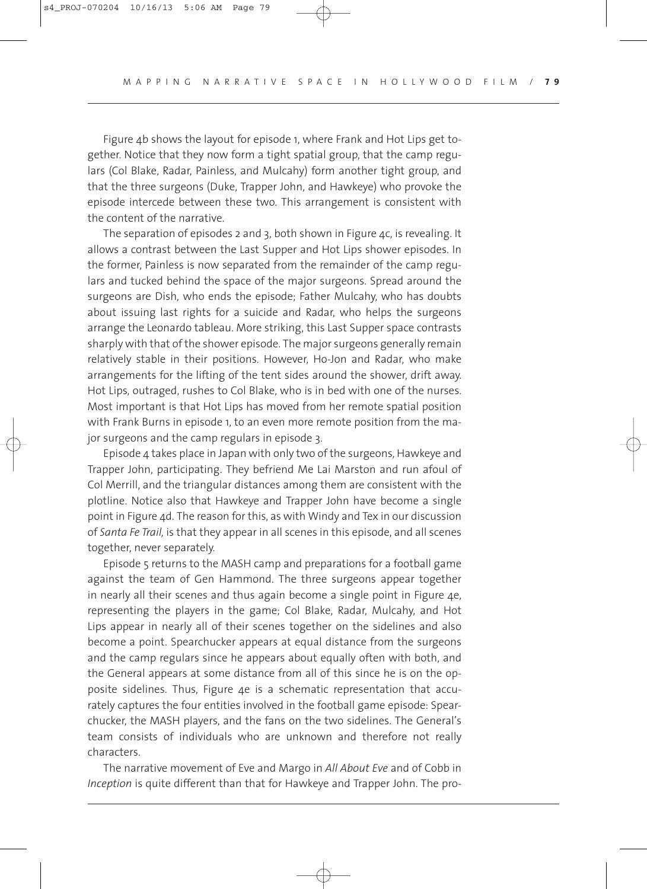Figure 4b shows the layout for episode 1, where Frank and Hot Lips get together. Notice that they now form a tight spatial group, that the camp regulars (Col Blake, Radar, Painless, and Mulcahy) form another tight group, and that the three surgeons (Duke, Trapper John, and Hawkeye) who provoke the episode intercede between these two. This arrangement is consistent with the content of the narrative.

The separation of episodes 2 and 3, both shown in Figure 4c, is revealing. It allows a contrast between the Last Supper and Hot Lips shower episodes. In the former, Painless is now separated from the remainder of the camp regulars and tucked behind the space of the major surgeons. Spread around the surgeons are Dish, who ends the episode; Father Mulcahy, who has doubts about issuing last rights for a suicide and Radar, who helps the surgeons arrange the Leonardo tableau. More striking, this Last Supper space contrasts sharply with that of the shower episode. The major surgeons generally remain relatively stable in their positions. However, Ho-Jon and Radar, who make arrangements for the lifting of the tent sides around the shower, drift away. Hot Lips, outraged, rushes to Col Blake, who is in bed with one of the nurses. Most important is that Hot Lips has moved from her remote spatial position with Frank Burns in episode 1, to an even more remote position from the major surgeons and the camp regulars in episode 3.

Episode 4 takes place in Japan with only two of the surgeons, Hawkeye and Trapper John, participating. They befriend Me Lai Marston and run afoul of Col Merrill, and the triangular distances among them are consistent with the plotline. Notice also that Hawkeye and Trapper John have become a single point in Figure 4d. The reason for this, as with Windy and Tex in our discussion of *Santa Fe Trail,* is that they appear in all scenes in this episode, and all scenes together, never separately.

Episode 5 returns to the MASH camp and preparations for a football game against the team of Gen Hammond. The three surgeons appear together in nearly all their scenes and thus again become a single point in Figure 4e, representing the players in the game; Col Blake, Radar, Mulcahy, and Hot Lips appear in nearly all of their scenes together on the sidelines and also become a point. Spearchucker appears at equal distance from the surgeons and the camp regulars since he appears about equally often with both, and the General appears at some distance from all of this since he is on the opposite sidelines. Thus, Figure 4e is a schematic representation that accurately captures the four entities involved in the football game episode: Spearchucker, the MASH players, and the fans on the two sidelines. The General's team consists of individuals who are unknown and therefore not really characters.

The narrative movement of Eve and Margo in *All About Eve* and of Cobb in *Inception* is quite different than that for Hawkeye and Trapper John. The pro-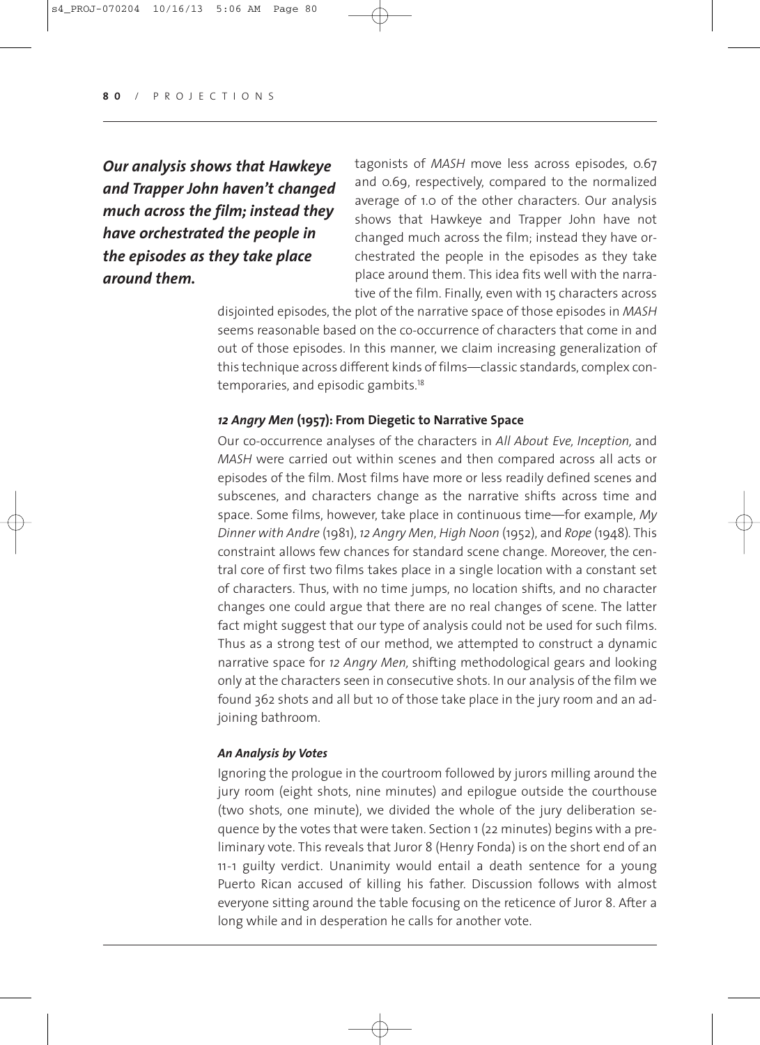*Our analysis shows that Hawkeye and Trapper John haven't changed much across the film; instead they have orchestrated the people in the episodes as they take place around them.*

tagonists of *MASH* move less across episodes, 0.67 and 0.69, respectively, compared to the normalized average of 1.0 of the other characters. Our analysis shows that Hawkeye and Trapper John have not changed much across the film; instead they have orchestrated the people in the episodes as they take place around them. This idea fits well with the narrative of the film. Finally, even with 15 characters across disjointed episodes, the plot of the narrative space of those episodes in *MASH* seems reasonable based on the co-occurrence of characters that come in and out of those episodes. In this manner, we claim increasing generalization of this technique across different kinds of films—classic standards, complex contemporaries, and episodic gambits.[18]

### *12 Angry Men* (1957): From Diegetic to Narrative Space

Our co-occurrence analyses of the characters in *All About Eve, Inception,* and *MASH* were carried out within scenes and then compared across all acts or episodes of the film. Most films have more or less readily defined scenes and subscenes, and characters change as the narrative shifts across time and space. Some films, however, take place in continuous time—for example, *My Dinner with Andre* (1981), *12 Angry Men*, *High Noon* (1952), and *Rope* (1948). This constraint allows few chances for standard scene change. Moreover, the central core of first two films takes place in a single location with a constant set of characters. Thus, with no time jumps, no location shifts, and no character changes one could argue that there are no real changes of scene. The latter fact might suggest that our type of analysis could not be used for such films. Thus as a strong test of our method, we attempted to construct a dynamic narrative space for *12 Angry Men,* shifting methodological gears and looking only at the characters seen in consecutive shots. In our analysis of the film we found 362 shots and all but 10 of those take place in the jury room and an adjoining bathroom.

#### *An Analysis by Votes*

Ignoring the prologue in the courtroom followed by jurors milling around the jury room (eight shots, nine minutes) and epilogue outside the courthouse (two shots, one minute), we divided the whole of the jury deliberation sequence by the votes that were taken. Section 1 (22 minutes) begins with a preliminary vote. This reveals that Juror 8 (Henry Fonda) is on the short end of an 11-1 guilty verdict. Unanimity would entail a death sentence for a young Puerto Rican accused of killing his father. Discussion follows with almost everyone sitting around the table focusing on the reticence of Juror 8. After a long while and in desperation he calls for another vote.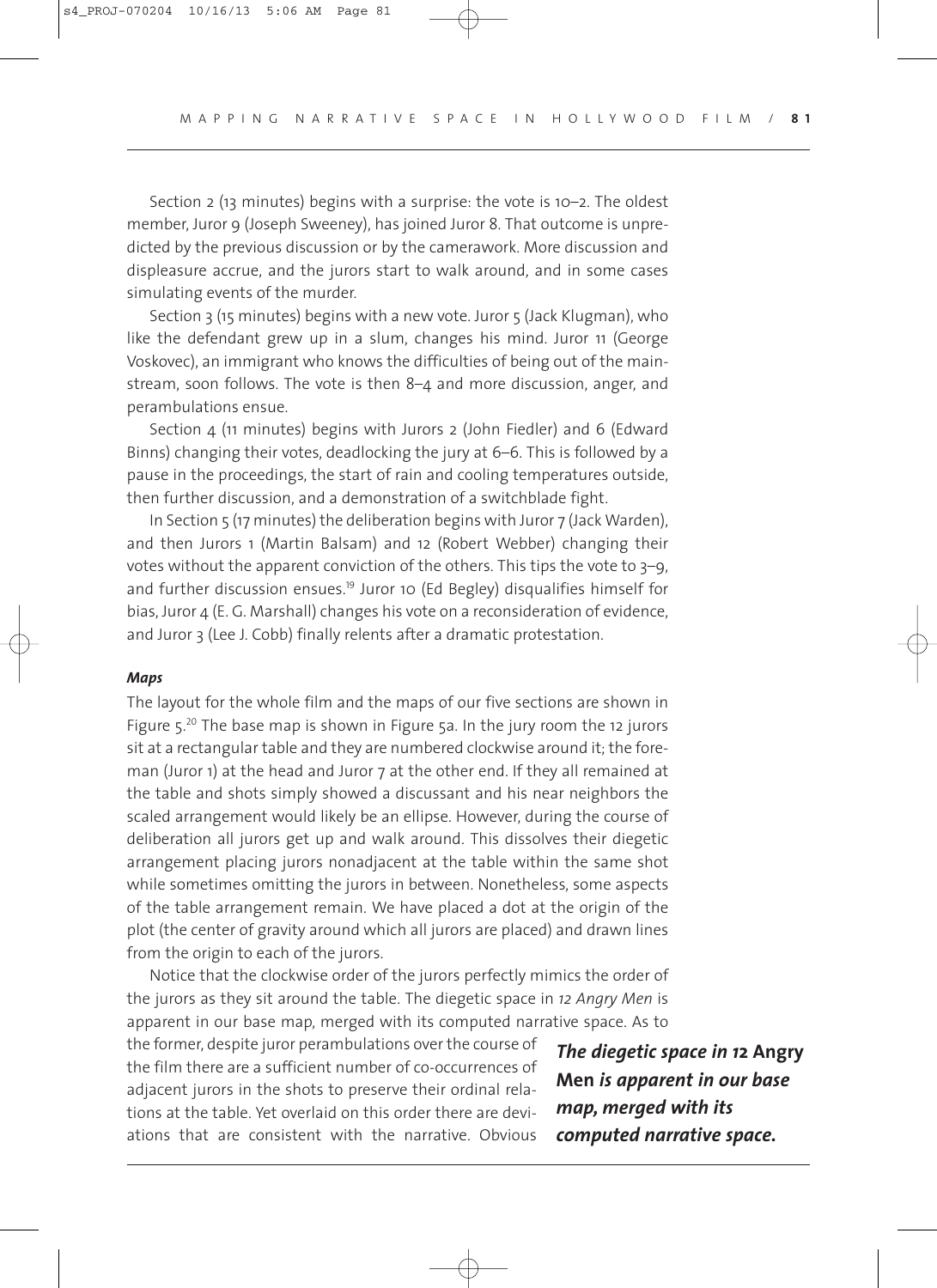Section 2 (13 minutes) begins with a surprise: the vote is 10–2. The oldest member, Juror 9 (Joseph Sweeney), has joined Juror 8. That outcome is unpredicted by the previous discussion or by the camerawork. More discussion and displeasure accrue, and the jurors start to walk around, and in some cases simulating events of the murder.

Section 3 (15 minutes) begins with a new vote. Juror 5 (Jack Klugman), who like the defendant grew up in a slum, changes his mind. Juror 11 (George Voskovec), an immigrant who knows the difficulties of being out of the mainstream, soon follows. The vote is then 8–4 and more discussion, anger, and perambulations ensue.

Section 4 (11 minutes) begins with Jurors 2 (John Fiedler) and 6 (Edward Binns) changing their votes, deadlocking the jury at 6–6. This is followed by a pause in the proceedings, the start of rain and cooling temperatures outside, then further discussion, and a demonstration of a switchblade fight.

In Section 5 (17 minutes) the deliberation begins with Juror 7 (Jack Warden), and then Jurors 1 (Martin Balsam) and 12 (Robert Webber) changing their votes without the apparent conviction of the others. This tips the vote to 3–9, and further discussion ensues.[19] Juror 10 (Ed Begley) disqualifies himself for bias, Juror 4 (E. G. Marshall) changes his vote on a reconsideration of evidence, and Juror 3 (Lee J. Cobb) finally relents after a dramatic protestation.

***Maps***

The layout for the whole film and the maps of our five sections are shown in Figure 5.[20] The base map is shown in Figure 5a. In the jury room the 12 jurors sit at a rectangular table and they are numbered clockwise around it; the foreman (Juror 1) at the head and Juror 7 at the other end. If they all remained at the table and shots simply showed a discussant and his near neighbors the scaled arrangement would likely be an ellipse. However, during the course of deliberation all jurors get up and walk around. This dissolves their diegetic arrangement placing jurors nonadjacent at the table within the same shot while sometimes omitting the jurors in between. Nonetheless, some aspects of the table arrangement remain. We have placed a dot at the origin of the plot (the center of gravity around which all jurors are placed) and drawn lines from the origin to each of the jurors.

Notice that the clockwise order of the jurors perfectly mimics the order of the jurors as they sit around the table. The diegetic space in *12 Angry Men* is apparent in our base map, merged with its computed narrative space. As to the former, despite juror perambulations over the course of the film there are a sufficient number of co-occurrences of adjacent jurors in the shots to preserve their ordinal relations at the table. Yet overlaid on this order there are deviations that are consistent with the narrative. Obvious

***The diegetic space in 12* Angry Men *is apparent in our base map, merged with its computed narrative space.***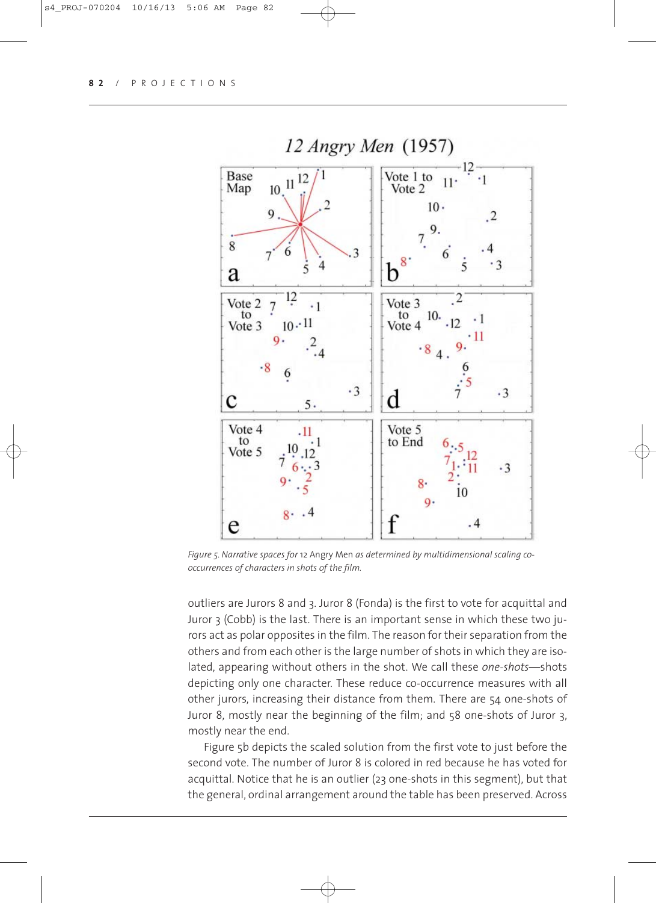*Figure 5. Narrative spaces for* 12 Angry Men *as determined by multidimensional scaling co-occurrences of characters in shots of the film.*

outliers are Jurors 8 and 3. Juror 8 (Fonda) is the first to vote for acquittal and Juror 3 (Cobb) is the last. There is an important sense in which these two jurors act as polar opposites in the film. The reason for their separation from the others and from each other is the large number of shots in which they are isolated, appearing without others in the shot. We call these *one-shots*—shots depicting only one character. These reduce co-occurrence measures with all other jurors, increasing their distance from them. There are 54 one-shots of Juror 8, mostly near the beginning of the film; and 58 one-shots of Juror 3, mostly near the end.

Figure 5b depicts the scaled solution from the first vote to just before the second vote. The number of Juror 8 is colored in red because he has voted for acquittal. Notice that he is an outlier (23 one-shots in this segment), but that the general, ordinal arrangement around the table has been preserved. Across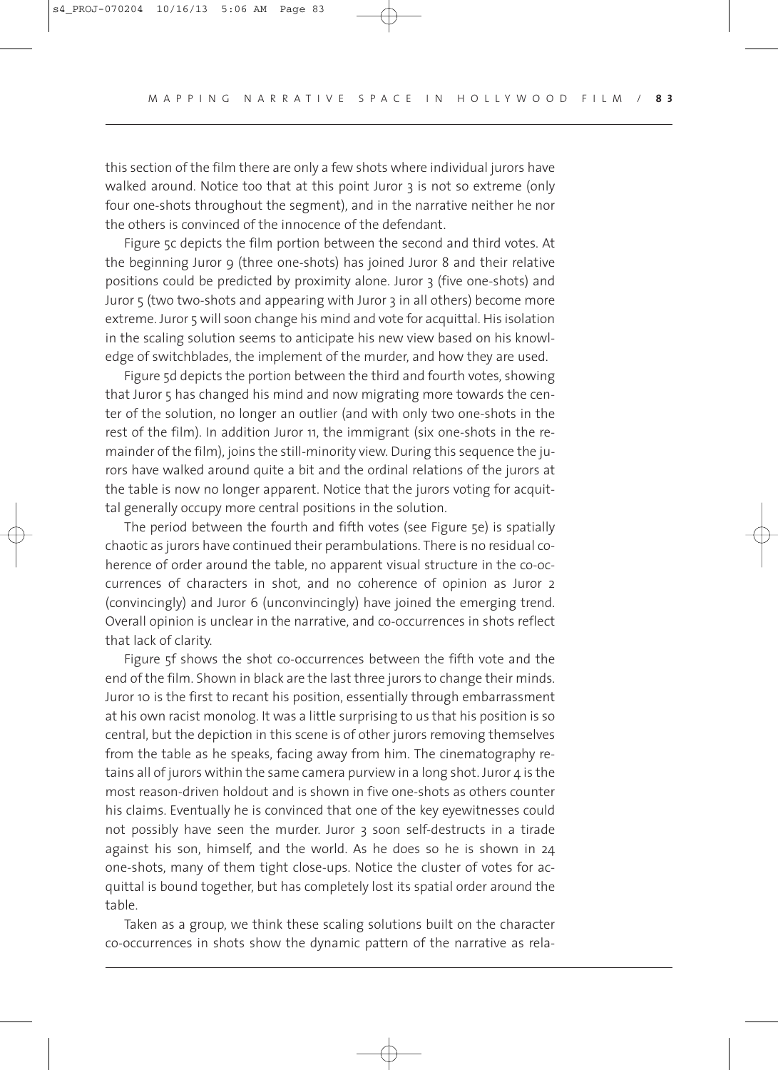this section of the film there are only a few shots where individual jurors have walked around. Notice too that at this point Juror 3 is not so extreme (only four one-shots throughout the segment), and in the narrative neither he nor the others is convinced of the innocence of the defendant.

Figure 5c depicts the film portion between the second and third votes. At the beginning Juror 9 (three one-shots) has joined Juror 8 and their relative positions could be predicted by proximity alone. Juror 3 (five one-shots) and Juror 5 (two two-shots and appearing with Juror 3 in all others) become more extreme. Juror 5 will soon change his mind and vote for acquittal. His isolation in the scaling solution seems to anticipate his new view based on his knowledge of switchblades, the implement of the murder, and how they are used.

Figure 5d depicts the portion between the third and fourth votes, showing that Juror 5 has changed his mind and now migrating more towards the center of the solution, no longer an outlier (and with only two one-shots in the rest of the film). In addition Juror 11, the immigrant (six one-shots in the remainder of the film), joins the still-minority view. During this sequence the jurors have walked around quite a bit and the ordinal relations of the jurors at the table is now no longer apparent. Notice that the jurors voting for acquittal generally occupy more central positions in the solution.

The period between the fourth and fifth votes (see Figure 5e) is spatially chaotic as jurors have continued their perambulations. There is no residual coherence of order around the table, no apparent visual structure in the co-occurrences of characters in shot, and no coherence of opinion as Juror 2 (convincingly) and Juror 6 (unconvincingly) have joined the emerging trend. Overall opinion is unclear in the narrative, and co-occurrences in shots reflect that lack of clarity.

Figure 5f shows the shot co-occurrences between the fifth vote and the end of the film. Shown in black are the last three jurors to change their minds. Juror 10 is the first to recant his position, essentially through embarrassment at his own racist monolog. It was a little surprising to us that his position is so central, but the depiction in this scene is of other jurors removing themselves from the table as he speaks, facing away from him. The cinematography retains all of jurors within the same camera purview in a long shot. Juror 4 is the most reason-driven holdout and is shown in five one-shots as others counter his claims. Eventually he is convinced that one of the key eyewitnesses could not possibly have seen the murder. Juror 3 soon self-destructs in a tirade against his son, himself, and the world. As he does so he is shown in 24 one-shots, many of them tight close-ups. Notice the cluster of votes for acquittal is bound together, but has completely lost its spatial order around the table.

Taken as a group, we think these scaling solutions built on the character co-occurrences in shots show the dynamic pattern of the narrative as rela-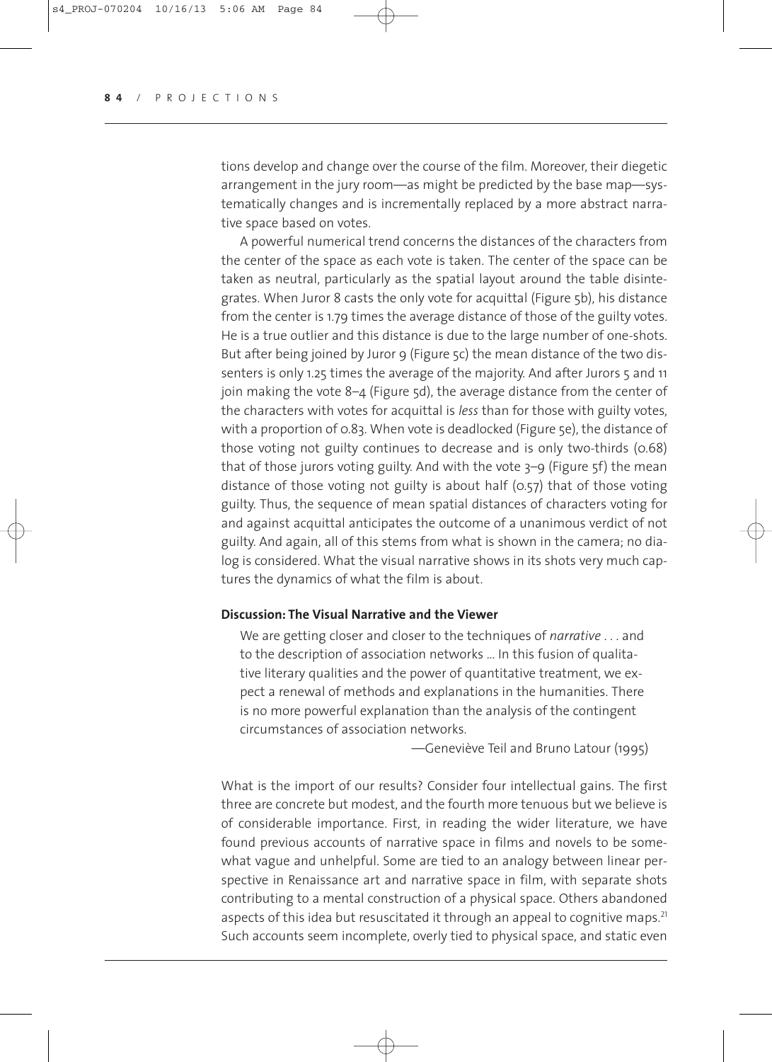tions develop and change over the course of the film. Moreover, their diegetic arrangement in the jury room—as might be predicted by the base map—systematically changes and is incrementally replaced by a more abstract narrative space based on votes.

A powerful numerical trend concerns the distances of the characters from the center of the space as each vote is taken. The center of the space can be taken as neutral, particularly as the spatial layout around the table disintegrates. When Juror 8 casts the only vote for acquittal (Figure 5b), his distance from the center is 1.79 times the average distance of those of the guilty votes. He is a true outlier and this distance is due to the large number of one-shots. But after being joined by Juror 9 (Figure 5c) the mean distance of the two dissenters is only 1.25 times the average of the majority. And after Jurors 5 and 11 join making the vote 8–4 (Figure 5d), the average distance from the center of the characters with votes for acquittal is *less* than for those with guilty votes, with a proportion of 0.83. When vote is deadlocked (Figure 5e), the distance of those voting not guilty continues to decrease and is only two-thirds (0.68) that of those jurors voting guilty. And with the vote 3–9 (Figure 5f) the mean distance of those voting not guilty is about half (0.57) that of those voting guilty. Thus, the sequence of mean spatial distances of characters voting for and against acquittal anticipates the outcome of a unanimous verdict of not guilty. And again, all of this stems from what is shown in the camera; no dialog is considered. What the visual narrative shows in its shots very much captures the dynamics of what the film is about.

### Discussion: The Visual Narrative and the Viewer

> We are getting closer and closer to the techniques of *narrative* . . . and to the description of association networks ... In this fusion of qualitative literary qualities and the power of quantitative treatment, we expect a renewal of methods and explanations in the humanities. There is no more powerful explanation than the analysis of the contingent circumstances of association networks.
>
> —Geneviève Teil and Bruno Latour (1995)

What is the import of our results? Consider four intellectual gains. The first three are concrete but modest, and the fourth more tenuous but we believe is of considerable importance. First, in reading the wider literature, we have found previous accounts of narrative space in films and novels to be somewhat vague and unhelpful. Some are tied to an analogy between linear perspective in Renaissance art and narrative space in film, with separate shots contributing to a mental construction of a physical space. Others abandoned aspects of this idea but resuscitated it through an appeal to cognitive maps.[21] Such accounts seem incomplete, overly tied to physical space, and static even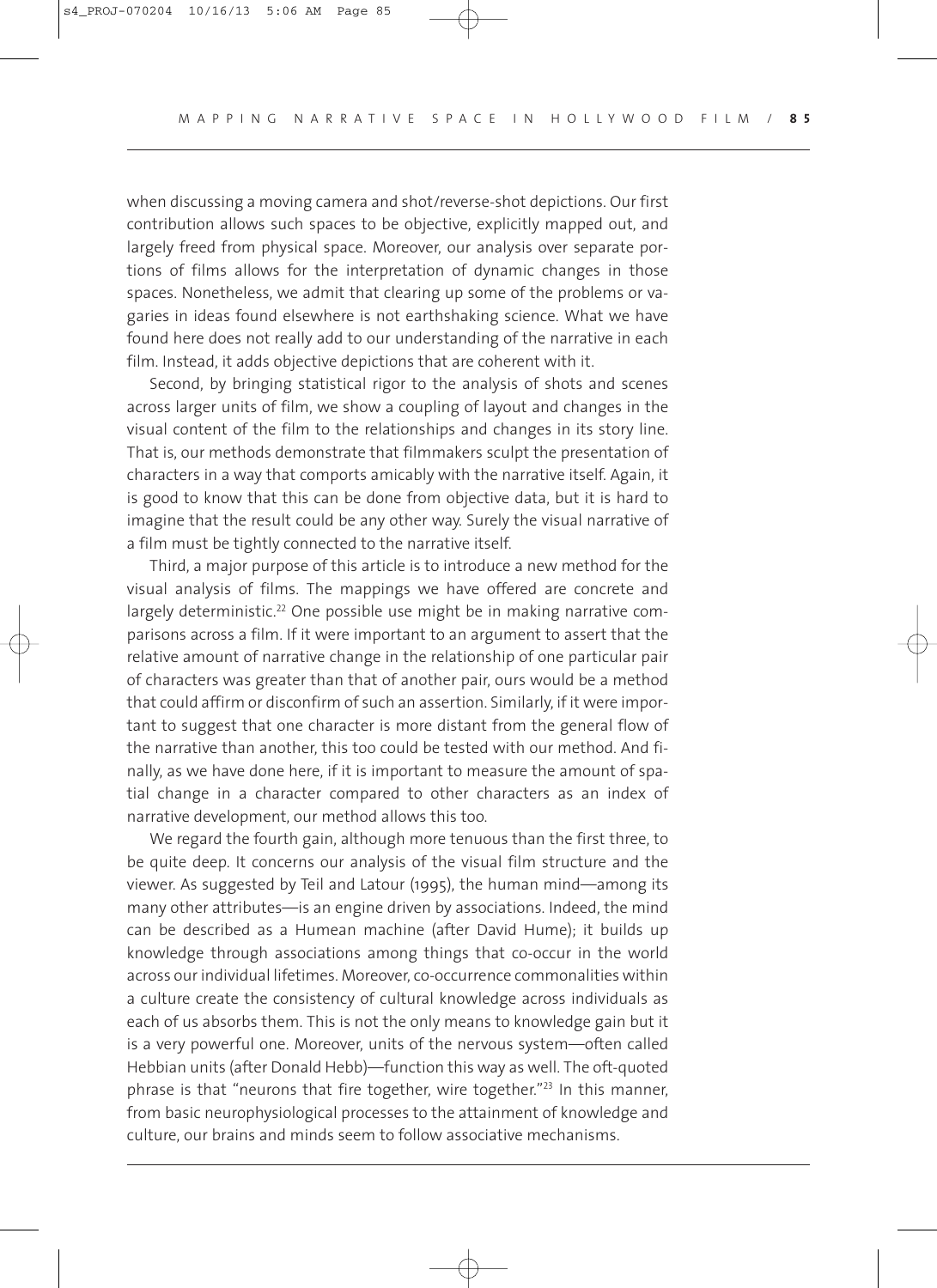when discussing a moving camera and shot/reverse-shot depictions. Our first contribution allows such spaces to be objective, explicitly mapped out, and largely freed from physical space. Moreover, our analysis over separate portions of films allows for the interpretation of dynamic changes in those spaces. Nonetheless, we admit that clearing up some of the problems or vagaries in ideas found elsewhere is not earthshaking science. What we have found here does not really add to our understanding of the narrative in each film. Instead, it adds objective depictions that are coherent with it.

Second, by bringing statistical rigor to the analysis of shots and scenes across larger units of film, we show a coupling of layout and changes in the visual content of the film to the relationships and changes in its story line. That is, our methods demonstrate that filmmakers sculpt the presentation of characters in a way that comports amicably with the narrative itself. Again, it is good to know that this can be done from objective data, but it is hard to imagine that the result could be any other way. Surely the visual narrative of a film must be tightly connected to the narrative itself.

Third, a major purpose of this article is to introduce a new method for the visual analysis of films. The mappings we have offered are concrete and largely deterministic.[22] One possible use might be in making narrative comparisons across a film. If it were important to an argument to assert that the relative amount of narrative change in the relationship of one particular pair of characters was greater than that of another pair, ours would be a method that could affirm or disconfirm of such an assertion. Similarly, if it were important to suggest that one character is more distant from the general flow of the narrative than another, this too could be tested with our method. And finally, as we have done here, if it is important to measure the amount of spatial change in a character compared to other characters as an index of narrative development, our method allows this too.

We regard the fourth gain, although more tenuous than the first three, to be quite deep. It concerns our analysis of the visual film structure and the viewer. As suggested by Teil and Latour (1995), the human mind—among its many other attributes—is an engine driven by associations. Indeed, the mind can be described as a Humean machine (after David Hume); it builds up knowledge through associations among things that co-occur in the world across our individual lifetimes. Moreover, co-occurrence commonalities within a culture create the consistency of cultural knowledge across individuals as each of us absorbs them. This is not the only means to knowledge gain but it is a very powerful one. Moreover, units of the nervous system—often called Hebbian units (after Donald Hebb)—function this way as well. The oft-quoted phrase is that "neurons that fire together, wire together."[23] In this manner, from basic neurophysiological processes to the attainment of knowledge and culture, our brains and minds seem to follow associative mechanisms.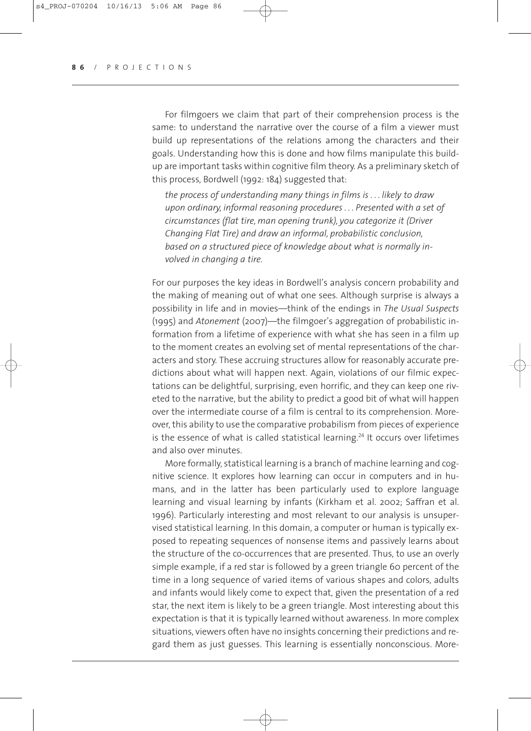For filmgoers we claim that part of their comprehension process is the same: to understand the narrative over the course of a film a viewer must build up representations of the relations among the characters and their goals. Understanding how this is done and how films manipulate this build-up are important tasks within cognitive film theory. As a preliminary sketch of this process, Bordwell (1992: 184) suggested that:

> *the process of understanding many things in films is . . . likely to draw upon ordinary, informal reasoning procedures . . . Presented with a set of circumstances (flat tire, man opening trunk), you categorize it (Driver Changing Flat Tire) and draw an informal, probabilistic conclusion, based on a structured piece of knowledge about what is normally involved in changing a tire.*

For our purposes the key ideas in Bordwell's analysis concern probability and the making of meaning out of what one sees. Although surprise is always a possibility in life and in movies—think of the endings in *The Usual Suspects* (1995) and *Atonement* (2007)—the filmgoer's aggregation of probabilistic information from a lifetime of experience with what she has seen in a film up to the moment creates an evolving set of mental representations of the characters and story. These accruing structures allow for reasonably accurate predictions about what will happen next. Again, violations of our filmic expectations can be delightful, surprising, even horrific, and they can keep one riveted to the narrative, but the ability to predict a good bit of what will happen over the intermediate course of a film is central to its comprehension. Moreover, this ability to use the comparative probabilism from pieces of experience is the essence of what is called statistical learning.[24] It occurs over lifetimes and also over minutes.

More formally, statistical learning is a branch of machine learning and cognitive science. It explores how learning can occur in computers and in humans, and in the latter has been particularly used to explore language learning and visual learning by infants (Kirkham et al. 2002; Saffran et al. 1996). Particularly interesting and most relevant to our analysis is unsupervised statistical learning. In this domain, a computer or human is typically exposed to repeating sequences of nonsense items and passively learns about the structure of the co-occurrences that are presented. Thus, to use an overly simple example, if a red star is followed by a green triangle 60 percent of the time in a long sequence of varied items of various shapes and colors, adults and infants would likely come to expect that, given the presentation of a red star, the next item is likely to be a green triangle. Most interesting about this expectation is that it is typically learned without awareness. In more complex situations, viewers often have no insights concerning their predictions and regard them as just guesses. This learning is essentially nonconscious. More-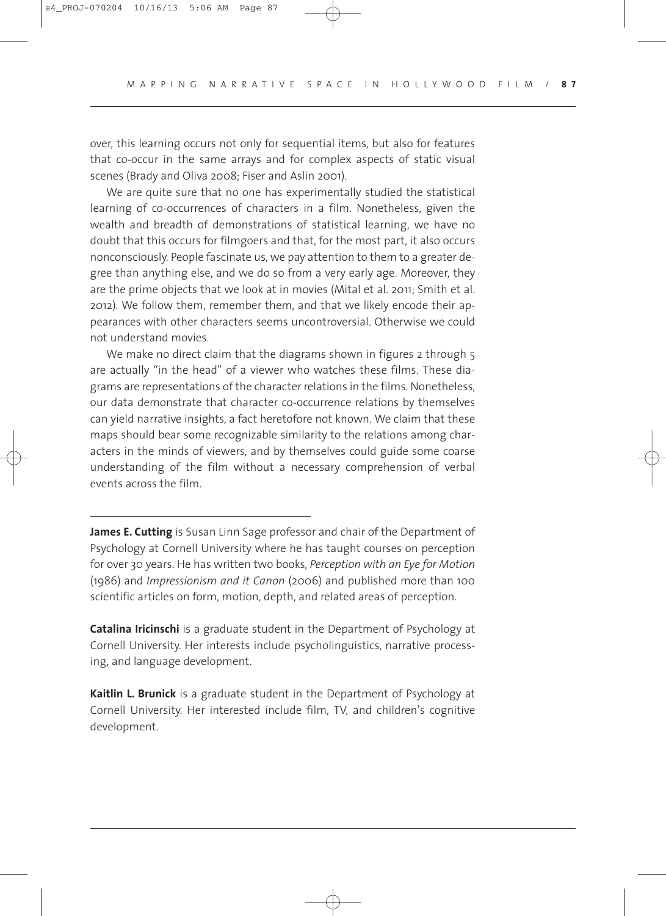over, this learning occurs not only for sequential items, but also for features that co-occur in the same arrays and for complex aspects of static visual scenes (Brady and Oliva 2008; Fiser and Aslin 2001).

We are quite sure that no one has experimentally studied the statistical learning of co-occurrences of characters in a film. Nonetheless, given the wealth and breadth of demonstrations of statistical learning, we have no doubt that this occurs for filmgoers and that, for the most part, it also occurs nonconsciously. People fascinate us, we pay attention to them to a greater degree than anything else, and we do so from a very early age. Moreover, they are the prime objects that we look at in movies (Mital et al. 2011; Smith et al. 2012). We follow them, remember them, and that we likely encode their appearances with other characters seems uncontroversial. Otherwise we could not understand movies.

We make no direct claim that the diagrams shown in figures 2 through 5 are actually "in the head" of a viewer who watches these films. These diagrams are representations of the character relations in the films. Nonetheless, our data demonstrate that character co-occurrence relations by themselves can yield narrative insights, a fact heretofore not known. We claim that these maps should bear some recognizable similarity to the relations among characters in the minds of viewers, and by themselves could guide some coarse understanding of the film without a necessary comprehension of verbal events across the film.

---

**James E. Cutting** is Susan Linn Sage professor and chair of the Department of Psychology at Cornell University where he has taught courses on perception for over 30 years. He has written two books, *Perception with an Eye for Motion* (1986) and *Impressionism and it Canon* (2006) and published more than 100 scientific articles on form, motion, depth, and related areas of perception.

**Catalina Iricinschi** is a graduate student in the Department of Psychology at Cornell University. Her interests include psycholinguistics, narrative processing, and language development.

**Kaitlin L. Brunick** is a graduate student in the Department of Psychology at Cornell University. Her interested include film, TV, and children's cognitive development.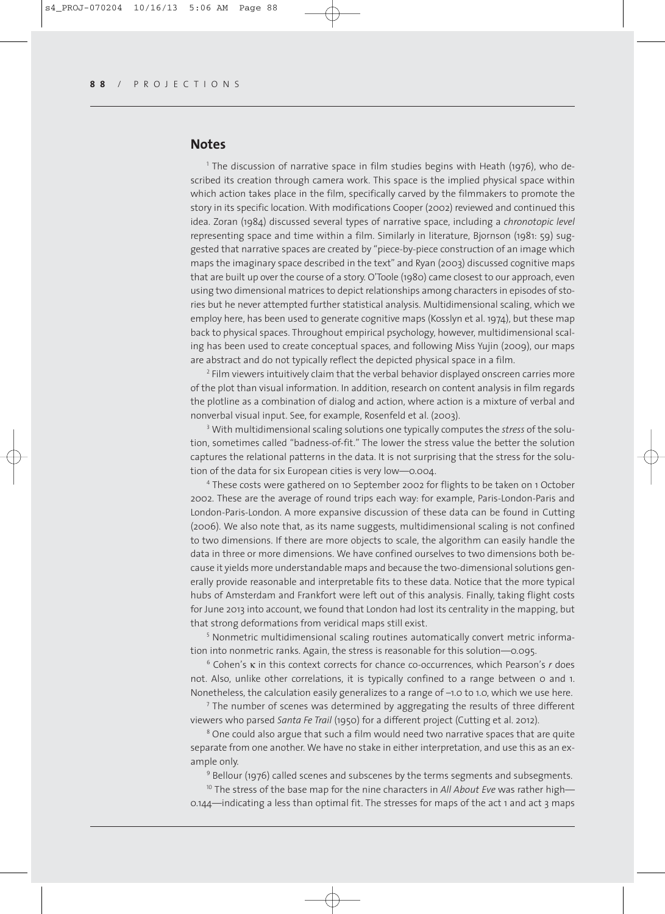## Notes

[1] The discussion of narrative space in film studies begins with Heath (1976), who described its creation through camera work. This space is the implied physical space within which action takes place in the film, specifically carved by the filmmakers to promote the story in its specific location. With modifications Cooper (2002) reviewed and continued this idea. Zoran (1984) discussed several types of narrative space, including a *chronotopic level* representing space and time within a film. Similarly in literature, Bjornson (1981: 59) suggested that narrative spaces are created by "piece-by-piece construction of an image which maps the imaginary space described in the text" and Ryan (2003) discussed cognitive maps that are built up over the course of a story. O'Toole (1980) came closest to our approach, even using two dimensional matrices to depict relationships among characters in episodes of stories but he never attempted further statistical analysis. Multidimensional scaling, which we employ here, has been used to generate cognitive maps (Kosslyn et al. 1974), but these map back to physical spaces. Throughout empirical psychology, however, multidimensional scaling has been used to create conceptual spaces, and following Miss Yujin (2009), our maps are abstract and do not typically reflect the depicted physical space in a film.

[2] Film viewers intuitively claim that the verbal behavior displayed onscreen carries more of the plot than visual information. In addition, research on content analysis in film regards the plotline as a combination of dialog and action, where action is a mixture of verbal and nonverbal visual input. See, for example, Rosenfeld et al. (2003).

[3] With multidimensional scaling solutions one typically computes the *stress* of the solution, sometimes called "badness-of-fit." The lower the stress value the better the solution captures the relational patterns in the data. It is not surprising that the stress for the solution of the data for six European cities is very low—0.004.

[4] These costs were gathered on 10 September 2002 for flights to be taken on 1 October 2002. These are the average of round trips each way: for example, Paris-London-Paris and London-Paris-London. A more expansive discussion of these data can be found in Cutting (2006). We also note that, as its name suggests, multidimensional scaling is not confined to two dimensions. If there are more objects to scale, the algorithm can easily handle the data in three or more dimensions. We have confined ourselves to two dimensions both because it yields more understandable maps and because the two-dimensional solutions generally provide reasonable and interpretable fits to these data. Notice that the more typical hubs of Amsterdam and Frankfort were left out of this analysis. Finally, taking flight costs for June 2013 into account, we found that London had lost its centrality in the mapping, but that strong deformations from veridical maps still exist.

[5] Nonmetric multidimensional scaling routines automatically convert metric information into nonmetric ranks. Again, the stress is reasonable for this solution—0.095.

[6] Cohen's $\kappa$ in this context corrects for chance co-occurrences, which Pearson's $r$ does not. Also, unlike other correlations, it is typically confined to a range between 0 and 1. Nonetheless, the calculation easily generalizes to a range of –1.0 to 1.0, which we use here.

[7] The number of scenes was determined by aggregating the results of three different viewers who parsed *Santa Fe Trail* (1950) for a different project (Cutting et al. 2012).

[8] One could also argue that such a film would need two narrative spaces that are quite separate from one another. We have no stake in either interpretation, and use this as an example only.

[9] Bellour (1976) called scenes and subscenes by the terms segments and subsegments.

[10] The stress of the base map for the nine characters in *All About Eve* was rather high—0.144—indicating a less than optimal fit. The stresses for maps of the act 1 and act 3 maps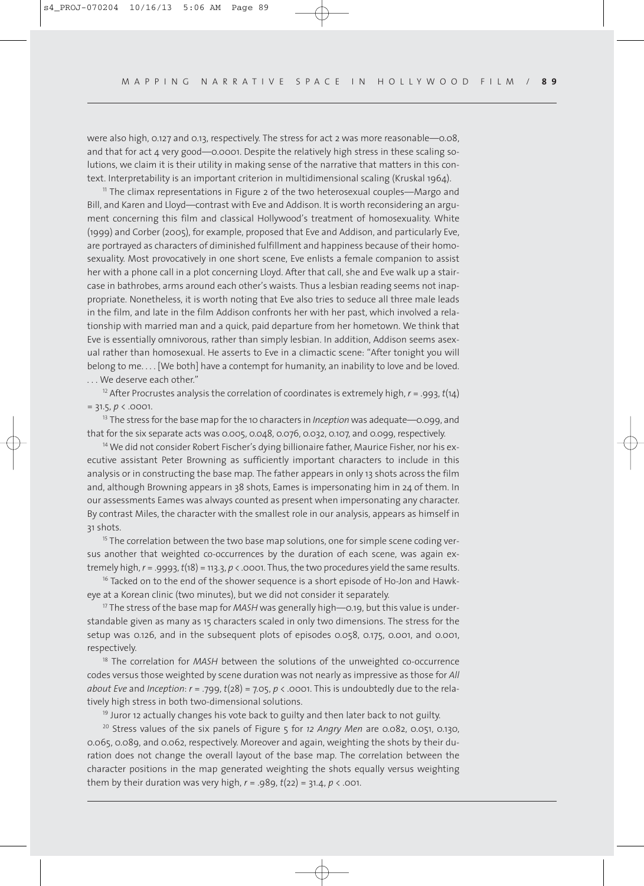were also high, 0.127 and 0.13, respectively. The stress for act 2 was more reasonable—0.08, and that for act 4 very good—0.0001. Despite the relatively high stress in these scaling solutions, we claim it is their utility in making sense of the narrative that matters in this context. Interpretability is an important criterion in multidimensional scaling (Kruskal 1964).

[11] The climax representations in Figure 2 of the two heterosexual couples—Margo and Bill, and Karen and Lloyd—contrast with Eve and Addison. It is worth reconsidering an argument concerning this film and classical Hollywood's treatment of homosexuality. White (1999) and Corber (2005), for example, proposed that Eve and Addison, and particularly Eve, are portrayed as characters of diminished fulfillment and happiness because of their homosexuality. Most provocatively in one short scene, Eve enlists a female companion to assist her with a phone call in a plot concerning Lloyd. After that call, she and Eve walk up a staircase in bathrobes, arms around each other's waists. Thus a lesbian reading seems not inappropriate. Nonetheless, it is worth noting that Eve also tries to seduce all three male leads in the film, and late in the film Addison confronts her with her past, which involved a relationship with married man and a quick, paid departure from her hometown. We think that Eve is essentially omnivorous, rather than simply lesbian. In addition, Addison seems asexual rather than homosexual. He asserts to Eve in a climactic scene: "After tonight you will belong to me. . . . [We both] have a contempt for humanity, an inability to love and be loved. . . . We deserve each other."

[12] After Procrustes analysis the correlation of coordinates is extremely high, $r = .993$, $t(14) = 31.5$, $p < .0001$.

[13] The stress for the base map for the 10 characters in *Inception* was adequate—0.099, and that for the six separate acts was 0.005, 0.048, 0.076, 0.032, 0.107, and 0.099, respectively.

[14] We did not consider Robert Fischer's dying billionaire father, Maurice Fisher, nor his executive assistant Peter Browning as sufficiently important characters to include in this analysis or in constructing the base map. The father appears in only 13 shots across the film and, although Browning appears in 38 shots, Eames is impersonating him in 24 of them. In our assessments Eames was always counted as present when impersonating any character. By contrast Miles, the character with the smallest role in our analysis, appears as himself in 31 shots.

[15] The correlation between the two base map solutions, one for simple scene coding versus another that weighted co-occurrences by the duration of each scene, was again extremely high, $r = .9993$, $t(18) = 113.3$, $p < .0001$. Thus, the two procedures yield the same results.

[16] Tacked on to the end of the shower sequence is a short episode of Ho-Jon and Hawkeye at a Korean clinic (two minutes), but we did not consider it separately.

[17] The stress of the base map for *MASH* was generally high—0.19, but this value is understandable given as many as 15 characters scaled in only two dimensions. The stress for the setup was 0.126, and in the subsequent plots of episodes 0.058, 0.175, 0.001, and 0.001, respectively.

[18] The correlation for *MASH* between the solutions of the unweighted co-occurrence codes versus those weighted by scene duration was not nearly as impressive as those for *All about Eve* and *Inception*: $r = .799$, $t(28) = 7.05$, $p < .0001$. This is undoubtedly due to the relatively high stress in both two-dimensional solutions.

[19] Juror 12 actually changes his vote back to guilty and then later back to not guilty.

[20] Stress values of the six panels of Figure 5 for *12 Angry Men* are 0.082, 0.051, 0.130, 0.065, 0.089, and 0.062, respectively. Moreover and again, weighting the shots by their duration does not change the overall layout of the base map. The correlation between the character positions in the map generated weighting the shots equally versus weighting them by their duration was very high, $r = .989$, $t(22) = 31.4$, $p < .001$.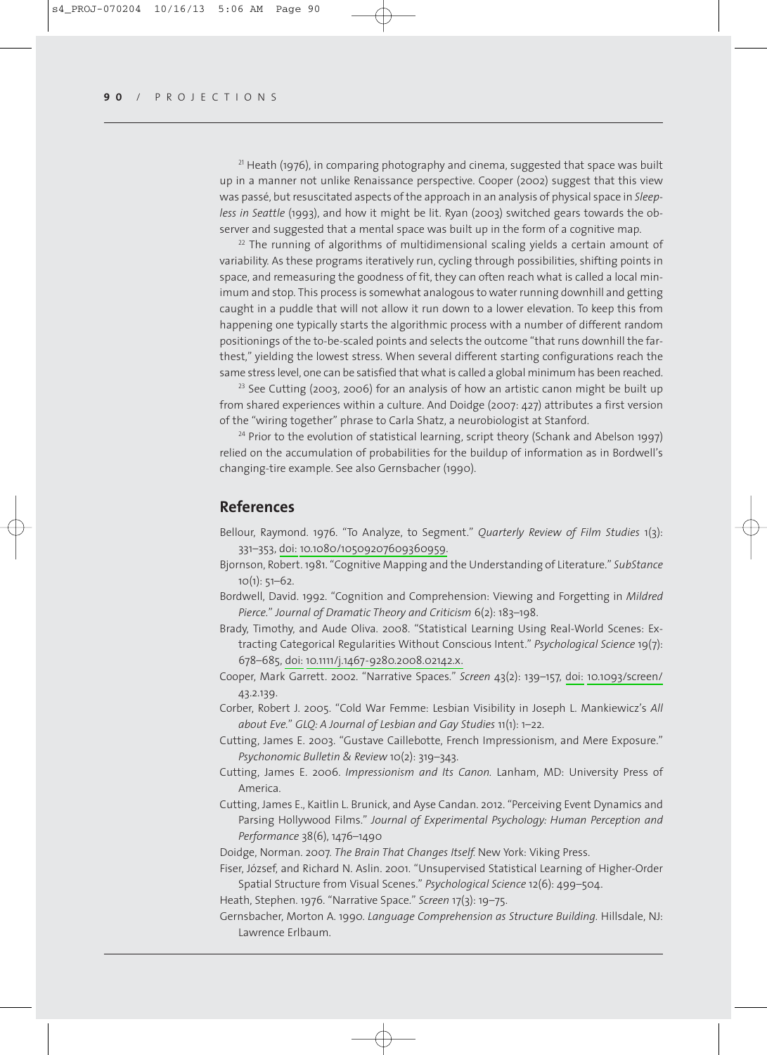[21] Heath (1976), in comparing photography and cinema, suggested that space was built up in a manner not unlike Renaissance perspective. Cooper (2002) suggest that this view was passé, but resuscitated aspects of the approach in an analysis of physical space in *Sleepless in Seattle* (1993), and how it might be lit. Ryan (2003) switched gears towards the observer and suggested that a mental space was built up in the form of a cognitive map.

[22] The running of algorithms of multidimensional scaling yields a certain amount of variability. As these programs iteratively run, cycling through possibilities, shifting points in space, and remeasuring the goodness of fit, they can often reach what is called a local minimum and stop. This process is somewhat analogous to water running downhill and getting caught in a puddle that will not allow it run down to a lower elevation. To keep this from happening one typically starts the algorithmic process with a number of different random positionings of the to-be-scaled points and selects the outcome "that runs downhill the farthest," yielding the lowest stress. When several different starting configurations reach the same stress level, one can be satisfied that what is called a global minimum has been reached.

[23] See Cutting (2003, 2006) for an analysis of how an artistic canon might be built up from shared experiences within a culture. And Doidge (2007: 427) attributes a first version of the "wiring together" phrase to Carla Shatz, a neurobiologist at Stanford.

[24] Prior to the evolution of statistical learning, script theory (Schank and Abelson 1997) relied on the accumulation of probabilities for the buildup of information as in Bordwell's changing-tire example. See also Gernsbacher (1990).

## References

Bellour, Raymond. 1976. "To Analyze, to Segment." *Quarterly Review of Film Studies* 1(3): 331–353, doi: 10.1080/10509207609360959.

Bjornson, Robert. 1981. "Cognitive Mapping and the Understanding of Literature." *SubStance* 10(1): 51–62.

Bordwell, David. 1992. "Cognition and Comprehension: Viewing and Forgetting in *Mildred Pierce*." *Journal of Dramatic Theory and Criticism* 6(2): 183–198.

Brady, Timothy, and Aude Oliva. 2008. "Statistical Learning Using Real-World Scenes: Extracting Categorical Regularities Without Conscious Intent." *Psychological Science* 19(7): 678–685, doi: 10.1111/j.1467-9280.2008.02142.x.

Cooper, Mark Garrett. 2002. "Narrative Spaces." *Screen* 43(2): 139–157, doi: 10.1093/screen/43.2.139.

Corber, Robert J. 2005. "Cold War Femme: Lesbian Visibility in Joseph L. Mankiewicz's *All about Eve*." *GLQ: A Journal of Lesbian and Gay Studies* 11(1): 1–22.

Cutting, James E. 2003. "Gustave Caillebotte, French Impressionism, and Mere Exposure." *Psychonomic Bulletin & Review* 10(2): 319–343.

Cutting, James E. 2006. *Impressionism and Its Canon*. Lanham, MD: University Press of America.

Cutting, James E., Kaitlin L. Brunick, and Ayse Candan. 2012. "Perceiving Event Dynamics and Parsing Hollywood Films." *Journal of Experimental Psychology: Human Perception and Performance* 38(6), 1476–1490

Doidge, Norman. 2007. *The Brain That Changes Itself.* New York: Viking Press.

Fiser, József, and Richard N. Aslin. 2001. "Unsupervised Statistical Learning of Higher-Order Spatial Structure from Visual Scenes." *Psychological Science* 12(6): 499–504.

Heath, Stephen. 1976. "Narrative Space." *Screen* 17(3): 19–75.

Gernsbacher, Morton A. 1990. *Language Comprehension as Structure Building*. Hillsdale, NJ: Lawrence Erlbaum.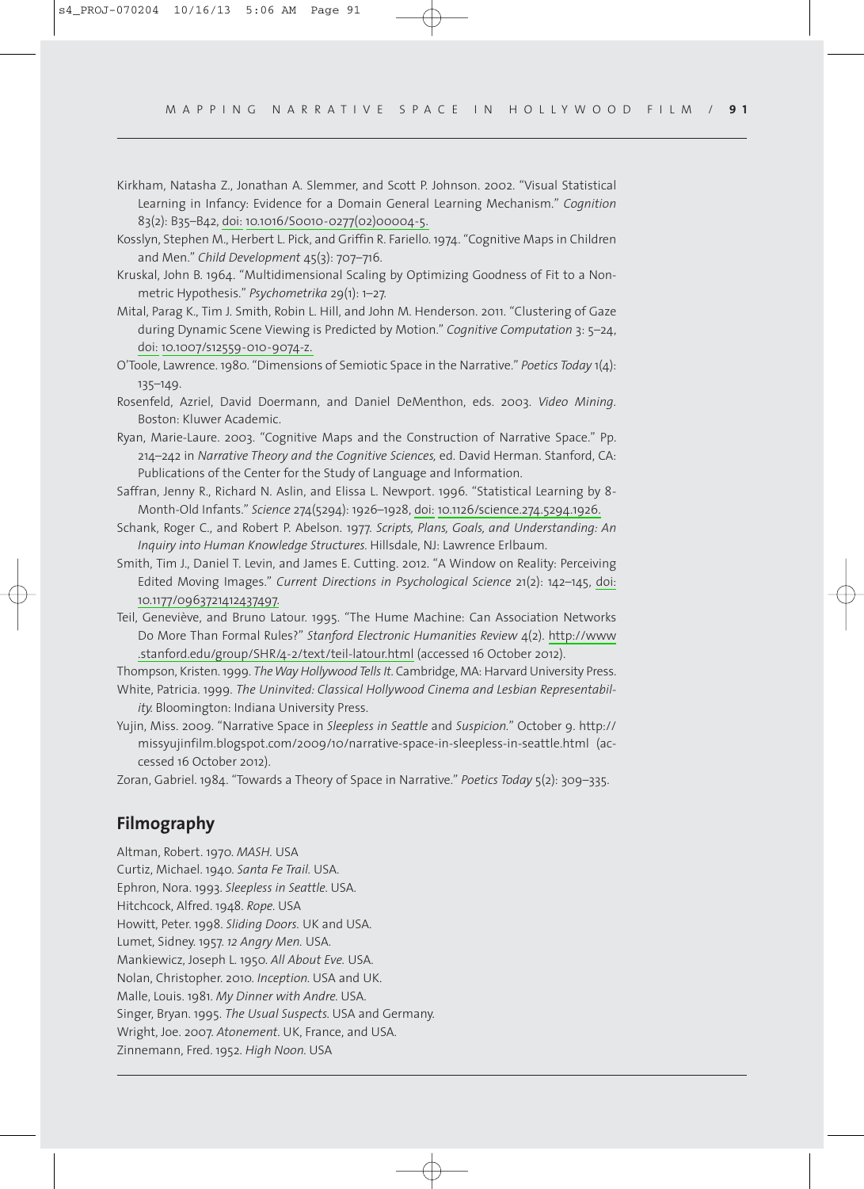Kirkham, Natasha Z., Jonathan A. Slemmer, and Scott P. Johnson. 2002. "Visual Statistical Learning in Infancy: Evidence for a Domain General Learning Mechanism." *Cognition* 83(2): B35–B42, doi: 10.1016/S0010-0277(02)00004-5.

Kosslyn, Stephen M., Herbert L. Pick, and Griffin R. Fariello. 1974. "Cognitive Maps in Children and Men." *Child Development* 45(3): 707–716.

Kruskal, John B. 1964. "Multidimensional Scaling by Optimizing Goodness of Fit to a Nonmetric Hypothesis." *Psychometrika* 29(1): 1–27.

Mital, Parag K., Tim J. Smith, Robin L. Hill, and John M. Henderson. 2011. "Clustering of Gaze during Dynamic Scene Viewing is Predicted by Motion." *Cognitive Computation* 3: 5–24, doi: 10.1007/s12559-010-9074-z.

O'Toole, Lawrence. 1980. "Dimensions of Semiotic Space in the Narrative." *Poetics Today* 1(4): 135–149.

Rosenfeld, Azriel, David Doermann, and Daniel DeMenthon, eds. 2003. *Video Mining*. Boston: Kluwer Academic.

Ryan, Marie-Laure. 2003. "Cognitive Maps and the Construction of Narrative Space." Pp. 214–242 in *Narrative Theory and the Cognitive Sciences*, ed. David Herman. Stanford, CA: Publications of the Center for the Study of Language and Information.

Saffran, Jenny R., Richard N. Aslin, and Elissa L. Newport. 1996. "Statistical Learning by 8-Month-Old Infants." *Science* 274(5294): 1926–1928, doi: 10.1126/science.274.5294.1926.

Schank, Roger C., and Robert P. Abelson. 1977. *Scripts, Plans, Goals, and Understanding: An Inquiry into Human Knowledge Structures*. Hillsdale, NJ: Lawrence Erlbaum.

Smith, Tim J., Daniel T. Levin, and James E. Cutting. 2012. "A Window on Reality: Perceiving Edited Moving Images." *Current Directions in Psychological Science* 21(2): 142–145, doi: 10.1177/0963721412437497.

Teil, Geneviève, and Bruno Latour. 1995. "The Hume Machine: Can Association Networks Do More Than Formal Rules?" *Stanford Electronic Humanities Review* 4(2). http://www.stanford.edu/group/SHR/4-2/text/teil-latour.html (accessed 16 October 2012).

Thompson, Kristen. 1999. *The Way Hollywood Tells It*. Cambridge, MA: Harvard University Press.

White, Patricia. 1999. *The Uninvited: Classical Hollywood Cinema and Lesbian Representability*. Bloomington: Indiana University Press.

Yujin, Miss. 2009. "Narrative Space in *Sleepless in Seattle* and *Suspicion*." October 9. http://missyujinfilm.blogspot.com/2009/10/narrative-space-in-sleepless-in-seattle.html (accessed 16 October 2012).

Zoran, Gabriel. 1984. "Towards a Theory of Space in Narrative." *Poetics Today* 5(2): 309–335.

## Filmography

Altman, Robert. 1970. *MASH*. USA
Curtiz, Michael. 1940. *Santa Fe Trail*. USA.
Ephron, Nora. 1993. *Sleepless in Seattle*. USA.
Hitchcock, Alfred. 1948. *Rope*. USA
Howitt, Peter. 1998. *Sliding Doors*. UK and USA.
Lumet, Sidney. 1957. *12 Angry Men*. USA.
Mankiewicz, Joseph L. 1950. *All About Eve*. USA.
Nolan, Christopher. 2010. *Inception*. USA and UK.
Malle, Louis. 1981. *My Dinner with Andre*. USA.
Singer, Bryan. 1995. *The Usual Suspects*. USA and Germany.
Wright, Joe. 2007. *Atonement*. UK, France, and USA.
Zinnemann, Fred. 1952. *High Noon*. USA